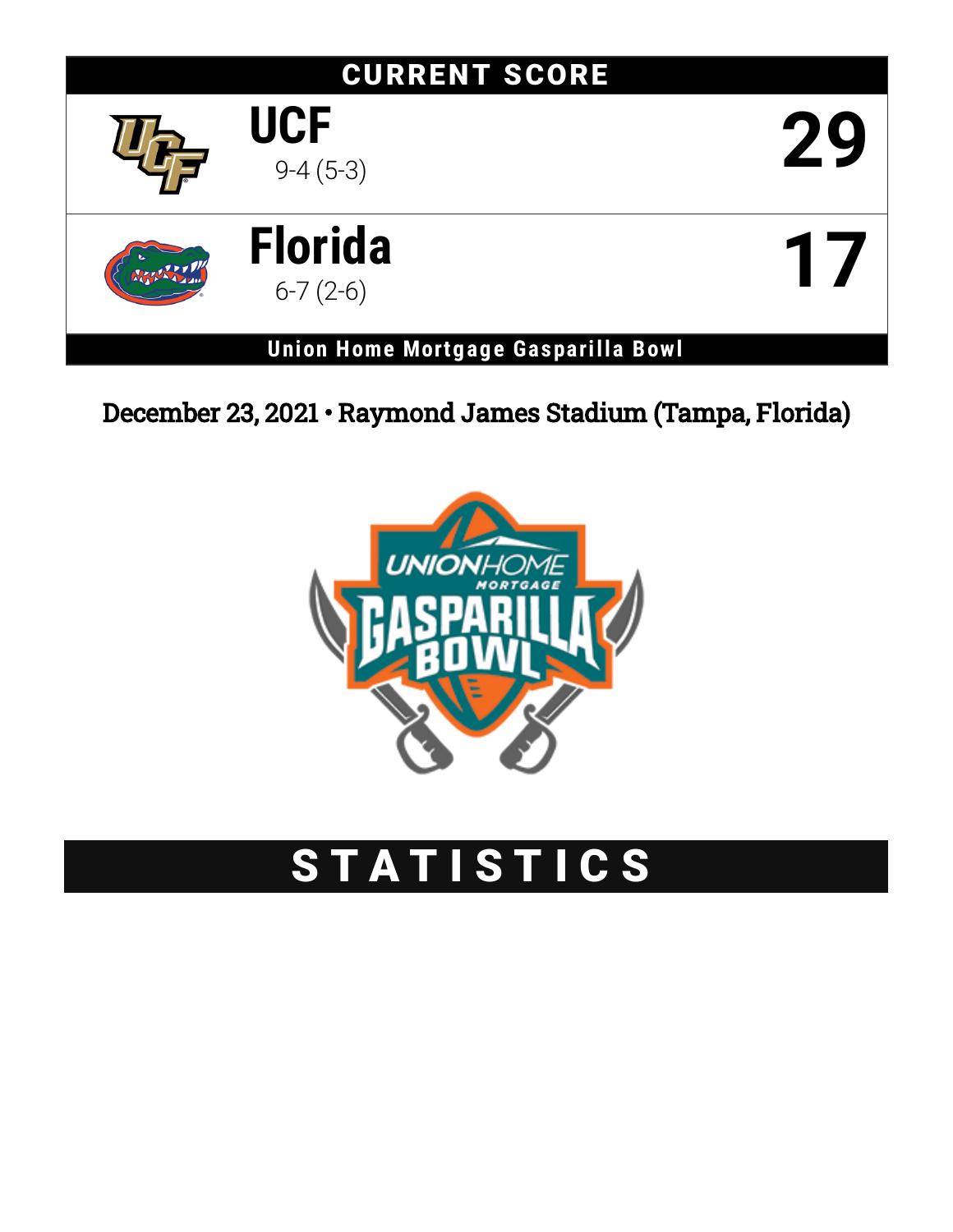## CURRENT SCORE

| Team | Record | Score |
|---|---|---|
| **UCF** | 9-4 (5-3) | **29** |
| **Florida** | 6-7 (2-6) | **17** |

**Union Home Mortgage Gasparilla Bowl**

December 23, 2021 • Raymond James Stadium (Tampa, Florida)

# STATISTICS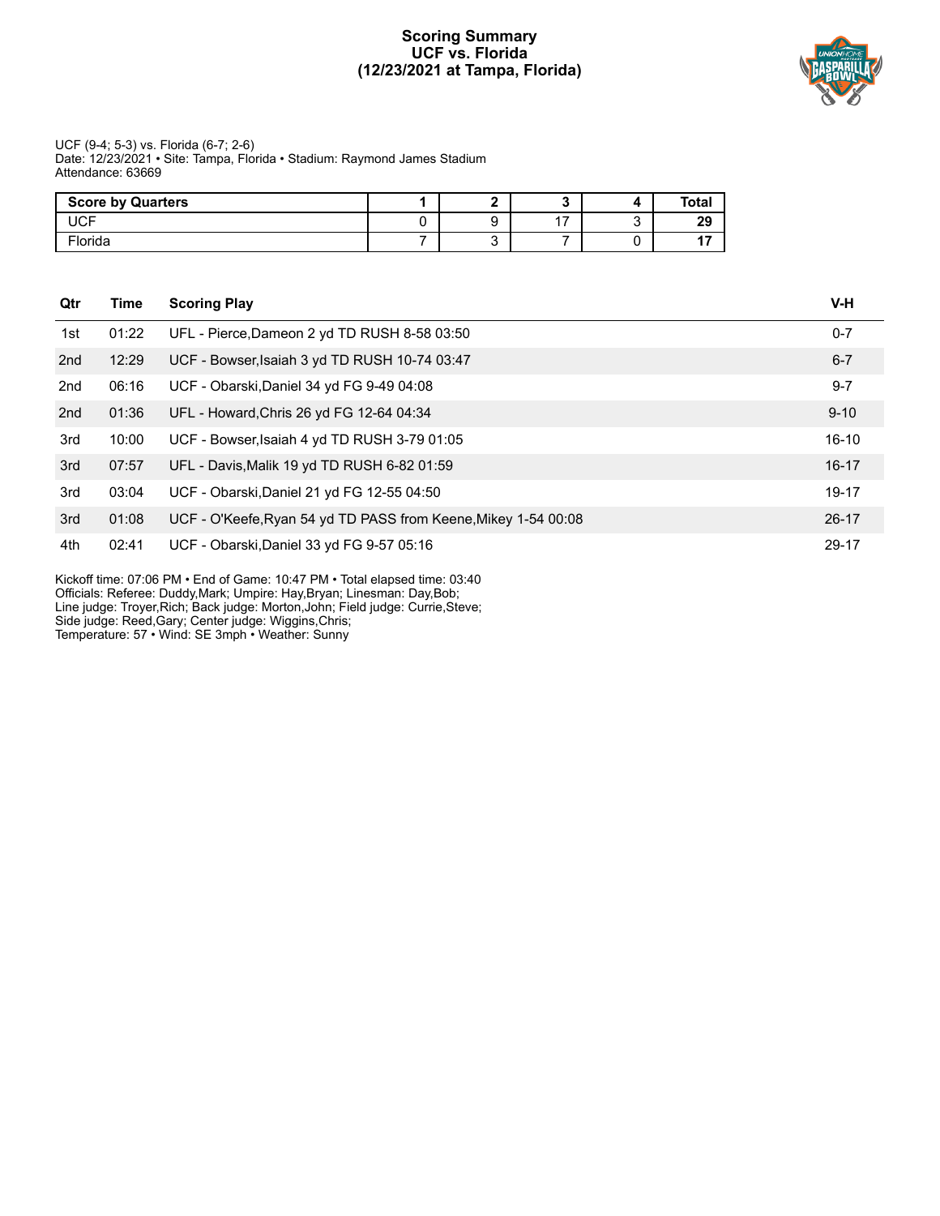# Scoring Summary
# UCF vs. Florida
# (12/23/2021 at Tampa, Florida)

UCF (9-4; 5-3) vs. Florida (6-7; 2-6)
Date: 12/23/2021 • Site: Tampa, Florida • Stadium: Raymond James Stadium
Attendance: 63669

| Score by Quarters | 1 | 2 | 3 | 4 | Total |
|---|---|---|---|---|---|
| UCF | 0 | 9 | 17 | 3 | **29** |
| Florida | 7 | 3 | 7 | 0 | **17** |

| Qtr | Time | Scoring Play | V-H |
|---|---|---|---|
| 1st | 01:22 | UFL - Pierce,Dameon 2 yd TD RUSH 8-58 03:50 | 0-7 |
| 2nd | 12:29 | UCF - Bowser,Isaiah 3 yd TD RUSH 10-74 03:47 | 6-7 |
| 2nd | 06:16 | UCF - Obarski,Daniel 34 yd FG 9-49 04:08 | 9-7 |
| 2nd | 01:36 | UFL - Howard,Chris 26 yd FG 12-64 04:34 | 9-10 |
| 3rd | 10:00 | UCF - Bowser,Isaiah 4 yd TD RUSH 3-79 01:05 | 16-10 |
| 3rd | 07:57 | UFL - Davis,Malik 19 yd TD RUSH 6-82 01:59 | 16-17 |
| 3rd | 03:04 | UCF - Obarski,Daniel 21 yd FG 12-55 04:50 | 19-17 |
| 3rd | 01:08 | UCF - O'Keefe,Ryan 54 yd TD PASS from Keene,Mikey 1-54 00:08 | 26-17 |
| 4th | 02:41 | UCF - Obarski,Daniel 33 yd FG 9-57 05:16 | 29-17 |

Kickoff time: 07:06 PM • End of Game: 10:47 PM • Total elapsed time: 03:40
Officials: Referee: Duddy,Mark; Umpire: Hay,Bryan; Linesman: Day,Bob;
Line judge: Troyer,Rich; Back judge: Morton,John; Field judge: Currie,Steve;
Side judge: Reed,Gary; Center judge: Wiggins,Chris;
Temperature: 57 • Wind: SE 3mph • Weather: Sunny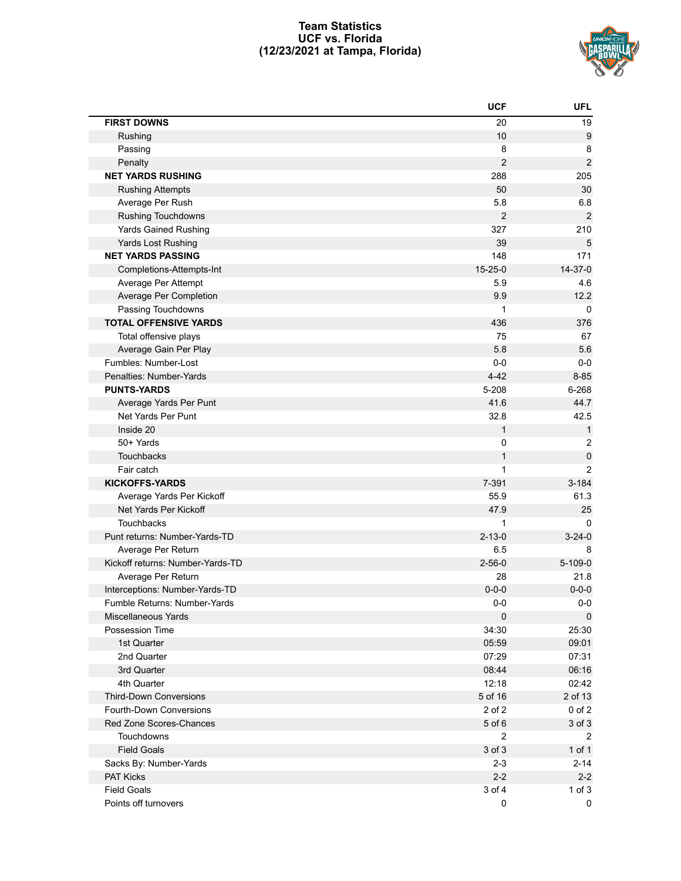# Team Statistics
## UCF vs. Florida
### (12/23/2021 at Tampa, Florida)

| | UCF | UFL |
|---|---|---|
| **FIRST DOWNS** | 20 | 19 |
| Rushing | 10 | 9 |
| Passing | 8 | 8 |
| Penalty | 2 | 2 |
| **NET YARDS RUSHING** | 288 | 205 |
| Rushing Attempts | 50 | 30 |
| Average Per Rush | 5.8 | 6.8 |
| Rushing Touchdowns | 2 | 2 |
| Yards Gained Rushing | 327 | 210 |
| Yards Lost Rushing | 39 | 5 |
| **NET YARDS PASSING** | 148 | 171 |
| Completions-Attempts-Int | 15-25-0 | 14-37-0 |
| Average Per Attempt | 5.9 | 4.6 |
| Average Per Completion | 9.9 | 12.2 |
| Passing Touchdowns | 1 | 0 |
| **TOTAL OFFENSIVE YARDS** | 436 | 376 |
| Total offensive plays | 75 | 67 |
| Average Gain Per Play | 5.8 | 5.6 |
| Fumbles: Number-Lost | 0-0 | 0-0 |
| Penalties: Number-Yards | 4-42 | 8-85 |
| **PUNTS-YARDS** | 5-208 | 6-268 |
| Average Yards Per Punt | 41.6 | 44.7 |
| Net Yards Per Punt | 32.8 | 42.5 |
| Inside 20 | 1 | 1 |
| 50+ Yards | 0 | 2 |
| Touchbacks | 1 | 0 |
| Fair catch | 1 | 2 |
| **KICKOFFS-YARDS** | 7-391 | 3-184 |
| Average Yards Per Kickoff | 55.9 | 61.3 |
| Net Yards Per Kickoff | 47.9 | 25 |
| Touchbacks | 1 | 0 |
| Punt returns: Number-Yards-TD | 2-13-0 | 3-24-0 |
| Average Per Return | 6.5 | 8 |
| Kickoff returns: Number-Yards-TD | 2-56-0 | 5-109-0 |
| Average Per Return | 28 | 21.8 |
| Interceptions: Number-Yards-TD | 0-0-0 | 0-0-0 |
| Fumble Returns: Number-Yards | 0-0 | 0-0 |
| Miscellaneous Yards | 0 | 0 |
| Possession Time | 34:30 | 25:30 |
| 1st Quarter | 05:59 | 09:01 |
| 2nd Quarter | 07:29 | 07:31 |
| 3rd Quarter | 08:44 | 06:16 |
| 4th Quarter | 12:18 | 02:42 |
| Third-Down Conversions | 5 of 16 | 2 of 13 |
| Fourth-Down Conversions | 2 of 2 | 0 of 2 |
| Red Zone Scores-Chances | 5 of 6 | 3 of 3 |
| Touchdowns | 2 | 2 |
| Field Goals | 3 of 3 | 1 of 1 |
| Sacks By: Number-Yards | 2-3 | 2-14 |
| PAT Kicks | 2-2 | 2-2 |
| Field Goals | 3 of 4 | 1 of 3 |
| Points off turnovers | 0 | 0 |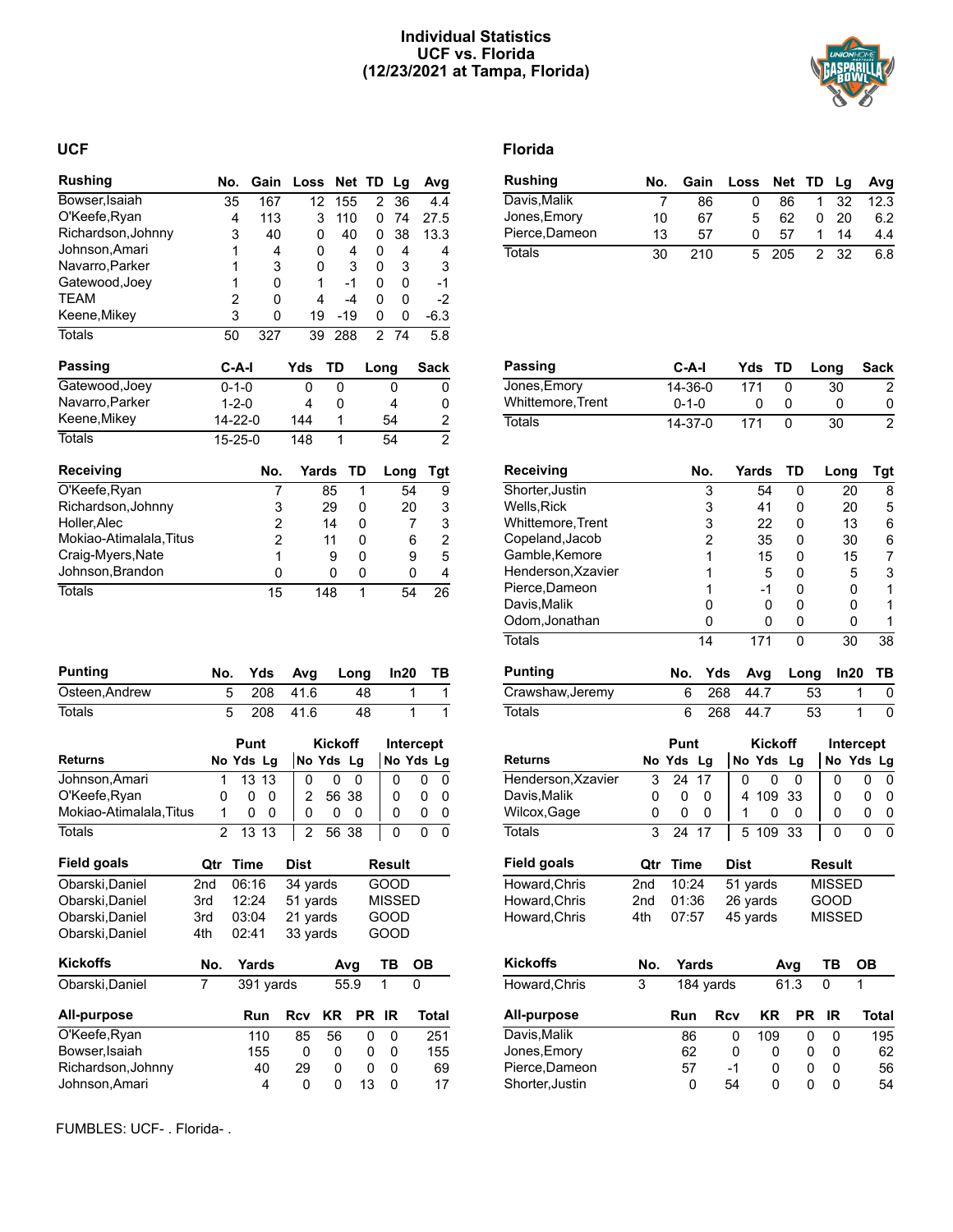# Individual Statistics
## UCF vs. Florida
## (12/23/2021 at Tampa, Florida)

## UCF

| Rushing | No. | Gain | Loss | Net | TD | Lg | Avg |
|---|---|---|---|---|---|---|---|
| Bowser,Isaiah | 35 | 167 | 12 | 155 | 2 | 36 | 4.4 |
| O'Keefe,Ryan | 4 | 113 | 3 | 110 | 0 | 74 | 27.5 |
| Richardson,Johnny | 3 | 40 | 0 | 40 | 0 | 38 | 13.3 |
| Johnson,Amari | 1 | 4 | 0 | 4 | 0 | 4 | 4 |
| Navarro,Parker | 1 | 3 | 0 | 3 | 0 | 3 | 3 |
| Gatewood,Joey | 1 | 0 | 1 | -1 | 0 | 0 | -1 |
| TEAM | 2 | 0 | 4 | -4 | 0 | 0 | -2 |
| Keene,Mikey | 3 | 0 | 19 | -19 | 0 | 0 | -6.3 |
| Totals | 50 | 327 | 39 | 288 | 2 | 74 | 5.8 |

| Passing | C-A-I | Yds | TD | Long | Sack |
|---|---|---|---|---|---|
| Gatewood,Joey | 0-1-0 | 0 | 0 | 0 | 0 |
| Navarro,Parker | 1-2-0 | 4 | 0 | 4 | 0 |
| Keene,Mikey | 14-22-0 | 144 | 1 | 54 | 2 |
| Totals | 15-25-0 | 148 | 1 | 54 | 2 |

| Receiving | No. | Yards | TD | Long | Tgt |
|---|---|---|---|---|---|
| O'Keefe,Ryan | 7 | 85 | 1 | 54 | 9 |
| Richardson,Johnny | 3 | 29 | 0 | 20 | 3 |
| Holler,Alec | 2 | 14 | 0 | 7 | 3 |
| Mokiao-Atimalala,Titus | 2 | 11 | 0 | 6 | 2 |
| Craig-Myers,Nate | 1 | 9 | 0 | 9 | 5 |
| Johnson,Brandon | 0 | 0 | 0 | 0 | 4 |
| Totals | 15 | 148 | 1 | 54 | 26 |

| Punting | No. | Yds | Avg | Long | In20 | TB |
|---|---|---|---|---|---|---|
| Osteen,Andrew | 5 | 208 | 41.6 | 48 | 1 | 1 |
| Totals | 5 | 208 | 41.6 | 48 | 1 | 1 |

| Returns | Punt | | | Kickoff | | | Intercept | | |
|---|---|---|---|---|---|---|---|---|---|
| | No | Yds | Lg | No | Yds | Lg | No | Yds | Lg |
| Johnson,Amari | 1 | 13 | 13 | 0 | 0 | 0 | 0 | 0 | 0 |
| O'Keefe,Ryan | 0 | 0 | 0 | 2 | 56 | 38 | 0 | 0 | 0 |
| Mokiao-Atimalala,Titus | 1 | 0 | 0 | 0 | 0 | 0 | 0 | 0 | 0 |
| Totals | 2 | 13 | 13 | 2 | 56 | 38 | 0 | 0 | 0 |

| Field goals | Qtr | Time | Dist | Result |
|---|---|---|---|---|
| Obarski,Daniel | 2nd | 06:16 | 34 yards | GOOD |
| Obarski,Daniel | 3rd | 12:24 | 51 yards | MISSED |
| Obarski,Daniel | 3rd | 03:04 | 21 yards | GOOD |
| Obarski,Daniel | 4th | 02:41 | 33 yards | GOOD |

| Kickoffs | No. | Yards | Avg | TB | OB |
|---|---|---|---|---|---|
| Obarski,Daniel | 7 | 391 yards | 55.9 | 1 | 0 |

| All-purpose | Run | Rcv | KR | PR | IR | Total |
|---|---|---|---|---|---|---|
| O'Keefe,Ryan | 110 | 85 | 56 | 0 | 0 | 251 |
| Bowser,Isaiah | 155 | 0 | 0 | 0 | 0 | 155 |
| Richardson,Johnny | 40 | 29 | 0 | 0 | 0 | 69 |
| Johnson,Amari | 4 | 0 | 0 | 13 | 0 | 17 |

## Florida

| Rushing | No. | Gain | Loss | Net | TD | Lg | Avg |
|---|---|---|---|---|---|---|---|
| Davis,Malik | 7 | 86 | 0 | 86 | 1 | 32 | 12.3 |
| Jones,Emory | 10 | 67 | 5 | 62 | 0 | 20 | 6.2 |
| Pierce,Dameon | 13 | 57 | 0 | 57 | 1 | 14 | 4.4 |
| Totals | 30 | 210 | 5 | 205 | 2 | 32 | 6.8 |

| Passing | C-A-I | Yds | TD | Long | Sack |
|---|---|---|---|---|---|
| Jones,Emory | 14-36-0 | 171 | 0 | 30 | 2 |
| Whittemore,Trent | 0-1-0 | 0 | 0 | 0 | 0 |
| Totals | 14-37-0 | 171 | 0 | 30 | 2 |

| Receiving | No. | Yards | TD | Long | Tgt |
|---|---|---|---|---|---|
| Shorter,Justin | 3 | 54 | 0 | 20 | 8 |
| Wells,Rick | 3 | 41 | 0 | 20 | 5 |
| Whittemore,Trent | 3 | 22 | 0 | 13 | 6 |
| Copeland,Jacob | 2 | 35 | 0 | 30 | 6 |
| Gamble,Kemore | 1 | 15 | 0 | 15 | 7 |
| Henderson,Xzavier | 1 | 5 | 0 | 5 | 3 |
| Pierce,Dameon | 1 | -1 | 0 | 0 | 1 |
| Davis,Malik | 0 | 0 | 0 | 0 | 1 |
| Odom,Jonathan | 0 | 0 | 0 | 0 | 1 |
| Totals | 14 | 171 | 0 | 30 | 38 |

| Punting | No. | Yds | Avg | Long | In20 | TB |
|---|---|---|---|---|---|---|
| Crawshaw,Jeremy | 6 | 268 | 44.7 | 53 | 1 | 0 |
| Totals | 6 | 268 | 44.7 | 53 | 1 | 0 |

| Returns | Punt | | | Kickoff | | | Intercept | | |
|---|---|---|---|---|---|---|---|---|---|
| | No | Yds | Lg | No | Yds | Lg | No | Yds | Lg |
| Henderson,Xzavier | 3 | 24 | 17 | 0 | 0 | 0 | 0 | 0 | 0 |
| Davis,Malik | 0 | 0 | 0 | 4 | 109 | 33 | 0 | 0 | 0 |
| Wilcox,Gage | 0 | 0 | 0 | 1 | 0 | 0 | 0 | 0 | 0 |
| Totals | 3 | 24 | 17 | 5 | 109 | 33 | 0 | 0 | 0 |

| Field goals | Qtr | Time | Dist | Result |
|---|---|---|---|---|
| Howard,Chris | 2nd | 10:24 | 51 yards | MISSED |
| Howard,Chris | 2nd | 01:36 | 26 yards | GOOD |
| Howard,Chris | 4th | 07:57 | 45 yards | MISSED |

| Kickoffs | No. | Yards | Avg | TB | OB |
|---|---|---|---|---|---|
| Howard,Chris | 3 | 184 yards | 61.3 | 0 | 1 |

| All-purpose | Run | Rcv | KR | PR | IR | Total |
|---|---|---|---|---|---|---|
| Davis,Malik | 86 | 0 | 109 | 0 | 0 | 195 |
| Jones,Emory | 62 | 0 | 0 | 0 | 0 | 62 |
| Pierce,Dameon | 57 | -1 | 0 | 0 | 0 | 56 |
| Shorter,Justin | 0 | 54 | 0 | 0 | 0 | 54 |

FUMBLES: UCF- . Florida- .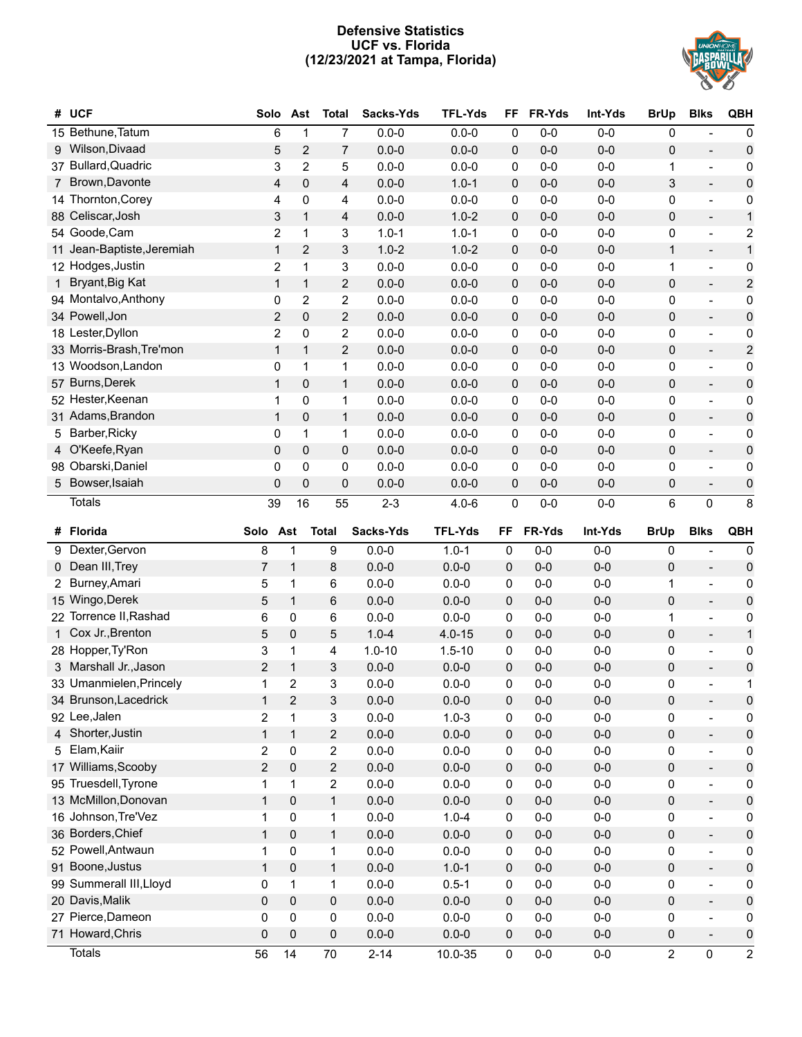# Defensive Statistics
## UCF vs. Florida
## (12/23/2021 at Tampa, Florida)

| # | UCF | Solo | Ast | Total | Sacks-Yds | TFL-Yds | FF | FR-Yds | Int-Yds | BrUp | Blks | QBH |
|---|---|---|---|---|---|---|---|---|---|---|---|---|
| 15 | Bethune,Tatum | 6 | 1 | 7 | 0.0-0 | 0.0-0 | 0 | 0-0 | 0-0 | 0 | - | 0 |
| 9 | Wilson,Divaad | 5 | 2 | 7 | 0.0-0 | 0.0-0 | 0 | 0-0 | 0-0 | 0 | - | 0 |
| 37 | Bullard,Quadric | 3 | 2 | 5 | 0.0-0 | 0.0-0 | 0 | 0-0 | 0-0 | 1 | - | 0 |
| 7 | Brown,Davonte | 4 | 0 | 4 | 0.0-0 | 1.0-1 | 0 | 0-0 | 0-0 | 3 | - | 0 |
| 14 | Thornton,Corey | 4 | 0 | 4 | 0.0-0 | 0.0-0 | 0 | 0-0 | 0-0 | 0 | - | 0 |
| 88 | Celiscar,Josh | 3 | 1 | 4 | 0.0-0 | 1.0-2 | 0 | 0-0 | 0-0 | 0 | - | 1 |
| 54 | Goode,Cam | 2 | 1 | 3 | 1.0-1 | 1.0-1 | 0 | 0-0 | 0-0 | 0 | - | 2 |
| 11 | Jean-Baptiste,Jeremiah | 1 | 2 | 3 | 1.0-2 | 1.0-2 | 0 | 0-0 | 0-0 | 1 | - | 1 |
| 12 | Hodges,Justin | 2 | 1 | 3 | 0.0-0 | 0.0-0 | 0 | 0-0 | 0-0 | 1 | - | 0 |
| 1 | Bryant,Big Kat | 1 | 1 | 2 | 0.0-0 | 0.0-0 | 0 | 0-0 | 0-0 | 0 | - | 2 |
| 94 | Montalvo,Anthony | 0 | 2 | 2 | 0.0-0 | 0.0-0 | 0 | 0-0 | 0-0 | 0 | - | 0 |
| 34 | Powell,Jon | 2 | 0 | 2 | 0.0-0 | 0.0-0 | 0 | 0-0 | 0-0 | 0 | - | 0 |
| 18 | Lester,Dyllon | 2 | 0 | 2 | 0.0-0 | 0.0-0 | 0 | 0-0 | 0-0 | 0 | - | 0 |
| 33 | Morris-Brash,Tre'mon | 1 | 1 | 2 | 0.0-0 | 0.0-0 | 0 | 0-0 | 0-0 | 0 | - | 2 |
| 13 | Woodson,Landon | 0 | 1 | 1 | 0.0-0 | 0.0-0 | 0 | 0-0 | 0-0 | 0 | - | 0 |
| 57 | Burns,Derek | 1 | 0 | 1 | 0.0-0 | 0.0-0 | 0 | 0-0 | 0-0 | 0 | - | 0 |
| 52 | Hester,Keenan | 1 | 0 | 1 | 0.0-0 | 0.0-0 | 0 | 0-0 | 0-0 | 0 | - | 0 |
| 31 | Adams,Brandon | 1 | 0 | 1 | 0.0-0 | 0.0-0 | 0 | 0-0 | 0-0 | 0 | - | 0 |
| 5 | Barber,Ricky | 0 | 1 | 1 | 0.0-0 | 0.0-0 | 0 | 0-0 | 0-0 | 0 | - | 0 |
| 4 | O'Keefe,Ryan | 0 | 0 | 0 | 0.0-0 | 0.0-0 | 0 | 0-0 | 0-0 | 0 | - | 0 |
| 98 | Obarski,Daniel | 0 | 0 | 0 | 0.0-0 | 0.0-0 | 0 | 0-0 | 0-0 | 0 | - | 0 |
| 5 | Bowser,Isaiah | 0 | 0 | 0 | 0.0-0 | 0.0-0 | 0 | 0-0 | 0-0 | 0 | - | 0 |
| | Totals | 39 | 16 | 55 | 2-3 | 4.0-6 | 0 | 0-0 | 0-0 | 6 | 0 | 8 |

| # | Florida | Solo | Ast | Total | Sacks-Yds | TFL-Yds | FF | FR-Yds | Int-Yds | BrUp | Blks | QBH |
|---|---|---|---|---|---|---|---|---|---|---|---|---|
| 9 | Dexter,Gervon | 8 | 1 | 9 | 0.0-0 | 1.0-1 | 0 | 0-0 | 0-0 | 0 | - | 0 |
| 0 | Dean III,Trey | 7 | 1 | 8 | 0.0-0 | 0.0-0 | 0 | 0-0 | 0-0 | 0 | - | 0 |
| 2 | Burney,Amari | 5 | 1 | 6 | 0.0-0 | 0.0-0 | 0 | 0-0 | 0-0 | 1 | - | 0 |
| 15 | Wingo,Derek | 5 | 1 | 6 | 0.0-0 | 0.0-0 | 0 | 0-0 | 0-0 | 0 | - | 0 |
| 22 | Torrence II,Rashad | 6 | 0 | 6 | 0.0-0 | 0.0-0 | 0 | 0-0 | 0-0 | 1 | - | 0 |
| 1 | Cox Jr.,Brenton | 5 | 0 | 5 | 1.0-4 | 4.0-15 | 0 | 0-0 | 0-0 | 0 | - | 1 |
| 28 | Hopper,Ty'Ron | 3 | 1 | 4 | 1.0-10 | 1.5-10 | 0 | 0-0 | 0-0 | 0 | - | 0 |
| 3 | Marshall Jr.,Jason | 2 | 1 | 3 | 0.0-0 | 0.0-0 | 0 | 0-0 | 0-0 | 0 | - | 0 |
| 33 | Umanmielen,Princely | 1 | 2 | 3 | 0.0-0 | 0.0-0 | 0 | 0-0 | 0-0 | 0 | - | 1 |
| 34 | Brunson,Lacedrick | 1 | 2 | 3 | 0.0-0 | 0.0-0 | 0 | 0-0 | 0-0 | 0 | - | 0 |
| 92 | Lee,Jalen | 2 | 1 | 3 | 0.0-0 | 1.0-3 | 0 | 0-0 | 0-0 | 0 | - | 0 |
| 4 | Shorter,Justin | 1 | 1 | 2 | 0.0-0 | 0.0-0 | 0 | 0-0 | 0-0 | 0 | - | 0 |
| 5 | Elam,Kaiir | 2 | 0 | 2 | 0.0-0 | 0.0-0 | 0 | 0-0 | 0-0 | 0 | - | 0 |
| 17 | Williams,Scooby | 2 | 0 | 2 | 0.0-0 | 0.0-0 | 0 | 0-0 | 0-0 | 0 | - | 0 |
| 95 | Truesdell,Tyrone | 1 | 1 | 2 | 0.0-0 | 0.0-0 | 0 | 0-0 | 0-0 | 0 | - | 0 |
| 13 | McMillon,Donovan | 1 | 0 | 1 | 0.0-0 | 0.0-0 | 0 | 0-0 | 0-0 | 0 | - | 0 |
| 16 | Johnson,Tre'Vez | 1 | 0 | 1 | 0.0-0 | 1.0-4 | 0 | 0-0 | 0-0 | 0 | - | 0 |
| 36 | Borders,Chief | 1 | 0 | 1 | 0.0-0 | 0.0-0 | 0 | 0-0 | 0-0 | 0 | - | 0 |
| 52 | Powell,Antwaun | 1 | 0 | 1 | 0.0-0 | 0.0-0 | 0 | 0-0 | 0-0 | 0 | - | 0 |
| 91 | Boone,Justus | 1 | 0 | 1 | 0.0-0 | 1.0-1 | 0 | 0-0 | 0-0 | 0 | - | 0 |
| 99 | Summerall III,Lloyd | 0 | 1 | 1 | 0.0-0 | 0.5-1 | 0 | 0-0 | 0-0 | 0 | - | 0 |
| 20 | Davis,Malik | 0 | 0 | 0 | 0.0-0 | 0.0-0 | 0 | 0-0 | 0-0 | 0 | - | 0 |
| 27 | Pierce,Dameon | 0 | 0 | 0 | 0.0-0 | 0.0-0 | 0 | 0-0 | 0-0 | 0 | - | 0 |
| 71 | Howard,Chris | 0 | 0 | 0 | 0.0-0 | 0.0-0 | 0 | 0-0 | 0-0 | 0 | - | 0 |
| | Totals | 56 | 14 | 70 | 2-14 | 10.0-35 | 0 | 0-0 | 0-0 | 2 | 0 | 2 |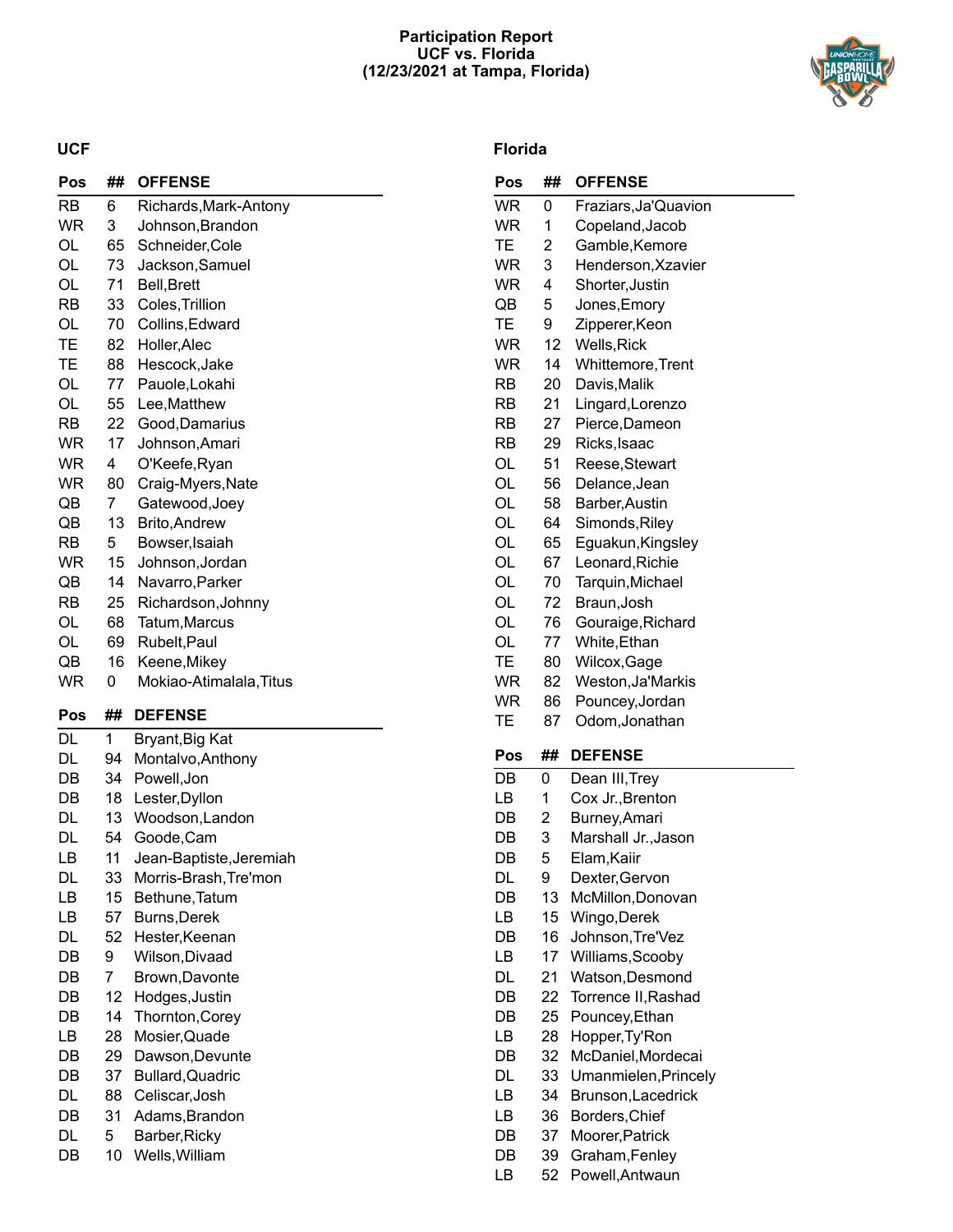# Participation Report
## UCF vs. Florida
### (12/23/2021 at Tampa, Florida)

## UCF

| Pos | ## | OFFENSE |
|---|---|---|
| RB | 6 | Richards,Mark-Antony |
| WR | 3 | Johnson,Brandon |
| OL | 65 | Schneider,Cole |
| OL | 73 | Jackson,Samuel |
| OL | 71 | Bell,Brett |
| RB | 33 | Coles,Trillion |
| OL | 70 | Collins,Edward |
| TE | 82 | Holler,Alec |
| TE | 88 | Hescock,Jake |
| OL | 77 | Pauole,Lokahi |
| OL | 55 | Lee,Matthew |
| RB | 22 | Good,Damarius |
| WR | 17 | Johnson,Amari |
| WR | 4 | O'Keefe,Ryan |
| WR | 80 | Craig-Myers,Nate |
| QB | 7 | Gatewood,Joey |
| QB | 13 | Brito,Andrew |
| RB | 5 | Bowser,Isaiah |
| WR | 15 | Johnson,Jordan |
| QB | 14 | Navarro,Parker |
| RB | 25 | Richardson,Johnny |
| OL | 68 | Tatum,Marcus |
| OL | 69 | Rubelt,Paul |
| QB | 16 | Keene,Mikey |
| WR | 0 | Mokiao-Atimalala,Titus |

| Pos | ## | DEFENSE |
|---|---|---|
| DL | 1 | Bryant,Big Kat |
| DL | 94 | Montalvo,Anthony |
| DB | 34 | Powell,Jon |
| DB | 18 | Lester,Dyllon |
| DL | 13 | Woodson,Landon |
| DL | 54 | Goode,Cam |
| LB | 11 | Jean-Baptiste,Jeremiah |
| DL | 33 | Morris-Brash,Tre'mon |
| LB | 15 | Bethune,Tatum |
| LB | 57 | Burns,Derek |
| DL | 52 | Hester,Keenan |
| DB | 9 | Wilson,Divaad |
| DB | 7 | Brown,Davonte |
| DB | 12 | Hodges,Justin |
| DB | 14 | Thornton,Corey |
| LB | 28 | Mosier,Quade |
| DB | 29 | Dawson,Devunte |
| DB | 37 | Bullard,Quadric |
| DL | 88 | Celiscar,Josh |
| DB | 31 | Adams,Brandon |
| DL | 5 | Barber,Ricky |
| DB | 10 | Wells,William |

## Florida

| Pos | ## | OFFENSE |
|---|---|---|
| WR | 0 | Fraziars,Ja'Quavion |
| WR | 1 | Copeland,Jacob |
| TE | 2 | Gamble,Kemore |
| WR | 3 | Henderson,Xzavier |
| WR | 4 | Shorter,Justin |
| QB | 5 | Jones,Emory |
| TE | 9 | Zipperer,Keon |
| WR | 12 | Wells,Rick |
| WR | 14 | Whittemore,Trent |
| RB | 20 | Davis,Malik |
| RB | 21 | Lingard,Lorenzo |
| RB | 27 | Pierce,Dameon |
| RB | 29 | Ricks,Isaac |
| OL | 51 | Reese,Stewart |
| OL | 56 | Delance,Jean |
| OL | 58 | Barber,Austin |
| OL | 64 | Simonds,Riley |
| OL | 65 | Eguakun,Kingsley |
| OL | 67 | Leonard,Richie |
| OL | 70 | Tarquin,Michael |
| OL | 72 | Braun,Josh |
| OL | 76 | Gouraige,Richard |
| OL | 77 | White,Ethan |
| TE | 80 | Wilcox,Gage |
| WR | 82 | Weston,Ja'Markis |
| WR | 86 | Pouncey,Jordan |
| TE | 87 | Odom,Jonathan |

| Pos | ## | DEFENSE |
|---|---|---|
| DB | 0 | Dean III,Trey |
| LB | 1 | Cox Jr.,Brenton |
| DB | 2 | Burney,Amari |
| DB | 3 | Marshall Jr.,Jason |
| DB | 5 | Elam,Kaiir |
| DL | 9 | Dexter,Gervon |
| DB | 13 | McMillon,Donovan |
| LB | 15 | Wingo,Derek |
| DB | 16 | Johnson,Tre'Vez |
| LB | 17 | Williams,Scooby |
| DL | 21 | Watson,Desmond |
| DB | 22 | Torrence II,Rashad |
| DB | 25 | Pouncey,Ethan |
| LB | 28 | Hopper,Ty'Ron |
| DB | 32 | McDaniel,Mordecai |
| DL | 33 | Umanmielen,Princely |
| LB | 34 | Brunson,Lacedrick |
| LB | 36 | Borders,Chief |
| DB | 37 | Moorer,Patrick |
| DB | 39 | Graham,Fenley |
| LB | 52 | Powell,Antwaun |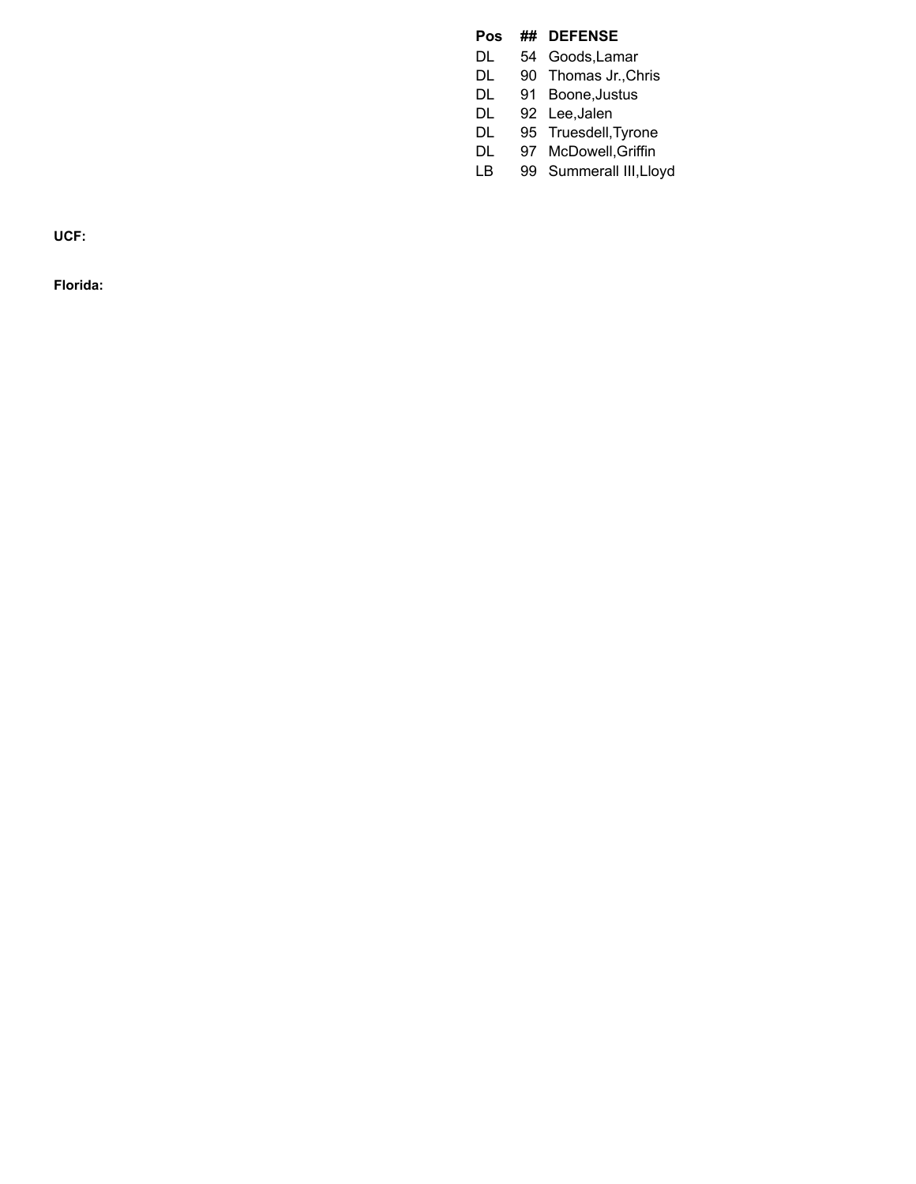| Pos | ## | DEFENSE |
|---|---|---|
| DL | 54 | Goods,Lamar |
| DL | 90 | Thomas Jr.,Chris |
| DL | 91 | Boone,Justus |
| DL | 92 | Lee,Jalen |
| DL | 95 | Truesdell,Tyrone |
| DL | 97 | McDowell,Griffin |
| LB | 99 | Summerall III,Lloyd |

**UCF:**

**Florida:**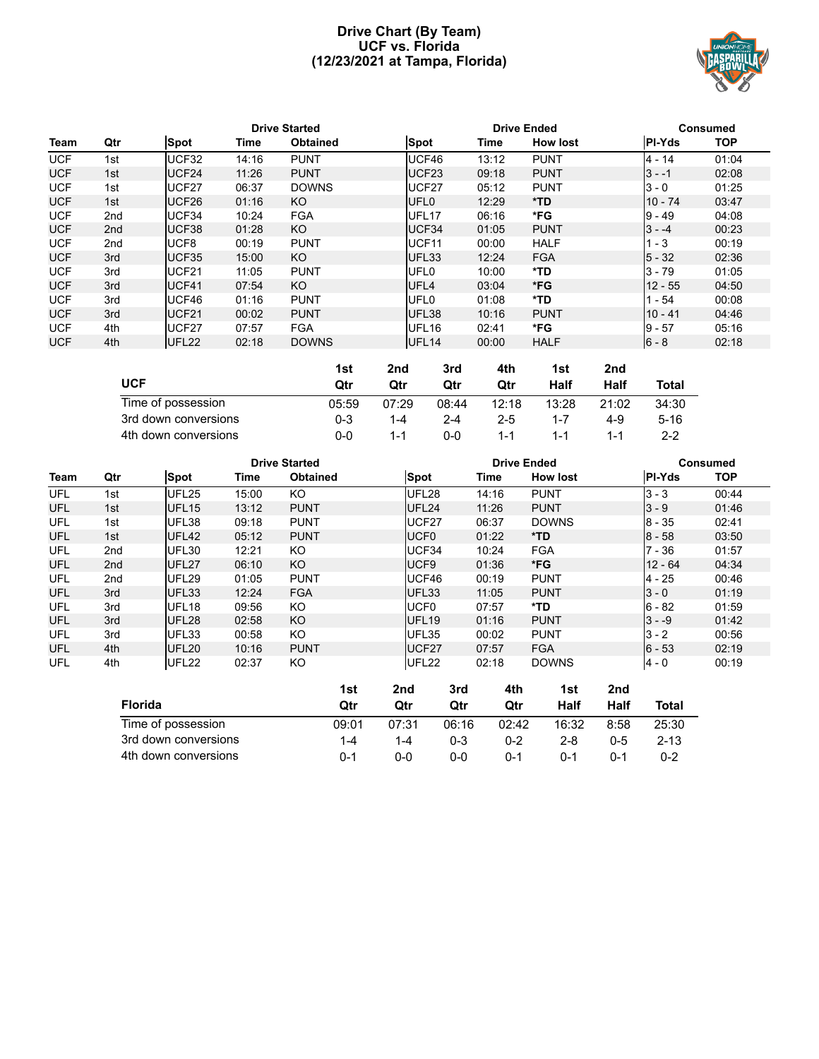# Drive Chart (By Team)
## UCF vs. Florida
## (12/23/2021 at Tampa, Florida)

| | | Drive Started | | | Drive Ended | | | Consumed | |
|---|---|---|---|---|---|---|---|---|---|
| **Team** | **Qtr** | **Spot** | **Time** | **Obtained** | **Spot** | **Time** | **How lost** | **Pl-Yds** | **TOP** |
| UCF | 1st | UCF32 | 14:16 | PUNT | UCF46 | 13:12 | PUNT | 4 - 14 | 01:04 |
| UCF | 1st | UCF24 | 11:26 | PUNT | UCF23 | 09:18 | PUNT | 3 - -1 | 02:08 |
| UCF | 1st | UCF27 | 06:37 | DOWNS | UCF27 | 05:12 | PUNT | 3 - 0 | 01:25 |
| UCF | 1st | UCF26 | 01:16 | KO | UFL0 | 12:29 | *TD | 10 - 74 | 03:47 |
| UCF | 2nd | UCF34 | 10:24 | FGA | UFL17 | 06:16 | *FG | 9 - 49 | 04:08 |
| UCF | 2nd | UCF38 | 01:28 | KO | UCF34 | 01:05 | PUNT | 3 - -4 | 00:23 |
| UCF | 2nd | UCF8 | 00:19 | PUNT | UCF11 | 00:00 | HALF | 1 - 3 | 00:19 |
| UCF | 3rd | UCF35 | 15:00 | KO | UFL33 | 12:24 | FGA | 5 - 32 | 02:36 |
| UCF | 3rd | UCF21 | 11:05 | PUNT | UFL0 | 10:00 | *TD | 3 - 79 | 01:05 |
| UCF | 3rd | UCF41 | 07:54 | KO | UFL4 | 03:04 | *FG | 12 - 55 | 04:50 |
| UCF | 3rd | UCF46 | 01:16 | PUNT | UFL0 | 01:08 | *TD | 1 - 54 | 00:08 |
| UCF | 3rd | UCF21 | 00:02 | PUNT | UFL38 | 10:16 | PUNT | 10 - 41 | 04:46 |
| UCF | 4th | UCF27 | 07:57 | FGA | UFL16 | 02:41 | *FG | 9 - 57 | 05:16 |
| UCF | 4th | UFL22 | 02:18 | DOWNS | UFL14 | 00:00 | HALF | 6 - 8 | 02:18 |

| UCF | 1st Qtr | 2nd Qtr | 3rd Qtr | 4th Qtr | 1st Half | 2nd Half | Total |
|---|---|---|---|---|---|---|---|
| Time of possession | 05:59 | 07:29 | 08:44 | 12:18 | 13:28 | 21:02 | 34:30 |
| 3rd down conversions | 0-3 | 1-4 | 2-4 | 2-5 | 1-7 | 4-9 | 5-16 |
| 4th down conversions | 0-0 | 1-1 | 0-0 | 1-1 | 1-1 | 1-1 | 2-2 |

| | | Drive Started | | | Drive Ended | | | Consumed | |
|---|---|---|---|---|---|---|---|---|---|
| **Team** | **Qtr** | **Spot** | **Time** | **Obtained** | **Spot** | **Time** | **How lost** | **Pl-Yds** | **TOP** |
| UFL | 1st | UFL25 | 15:00 | KO | UFL28 | 14:16 | PUNT | 3 - 3 | 00:44 |
| UFL | 1st | UFL15 | 13:12 | PUNT | UFL24 | 11:26 | PUNT | 3 - 9 | 01:46 |
| UFL | 1st | UFL38 | 09:18 | PUNT | UCF27 | 06:37 | DOWNS | 8 - 35 | 02:41 |
| UFL | 1st | UFL42 | 05:12 | PUNT | UCF0 | 01:22 | *TD | 8 - 58 | 03:50 |
| UFL | 2nd | UFL30 | 12:21 | KO | UCF34 | 10:24 | FGA | 7 - 36 | 01:57 |
| UFL | 2nd | UFL27 | 06:10 | KO | UCF9 | 01:36 | *FG | 12 - 64 | 04:34 |
| UFL | 2nd | UFL29 | 01:05 | PUNT | UCF46 | 00:19 | PUNT | 4 - 25 | 00:46 |
| UFL | 3rd | UFL33 | 12:24 | FGA | UFL33 | 11:05 | PUNT | 3 - 0 | 01:19 |
| UFL | 3rd | UFL18 | 09:56 | KO | UCF0 | 07:57 | *TD | 6 - 82 | 01:59 |
| UFL | 3rd | UFL28 | 02:58 | KO | UFL19 | 01:16 | PUNT | 3 - -9 | 01:42 |
| UFL | 3rd | UFL33 | 00:58 | KO | UFL35 | 00:02 | PUNT | 3 - 2 | 00:56 |
| UFL | 4th | UFL20 | 10:16 | PUNT | UCF27 | 07:57 | FGA | 6 - 53 | 02:19 |
| UFL | 4th | UFL22 | 02:37 | KO | UFL22 | 02:18 | DOWNS | 4 - 0 | 00:19 |

| Florida | 1st Qtr | 2nd Qtr | 3rd Qtr | 4th Qtr | 1st Half | 2nd Half | Total |
|---|---|---|---|---|---|---|---|
| Time of possession | 09:01 | 07:31 | 06:16 | 02:42 | 16:32 | 8:58 | 25:30 |
| 3rd down conversions | 1-4 | 1-4 | 0-3 | 0-2 | 2-8 | 0-5 | 2-13 |
| 4th down conversions | 0-1 | 0-0 | 0-0 | 0-1 | 0-1 | 0-1 | 0-2 |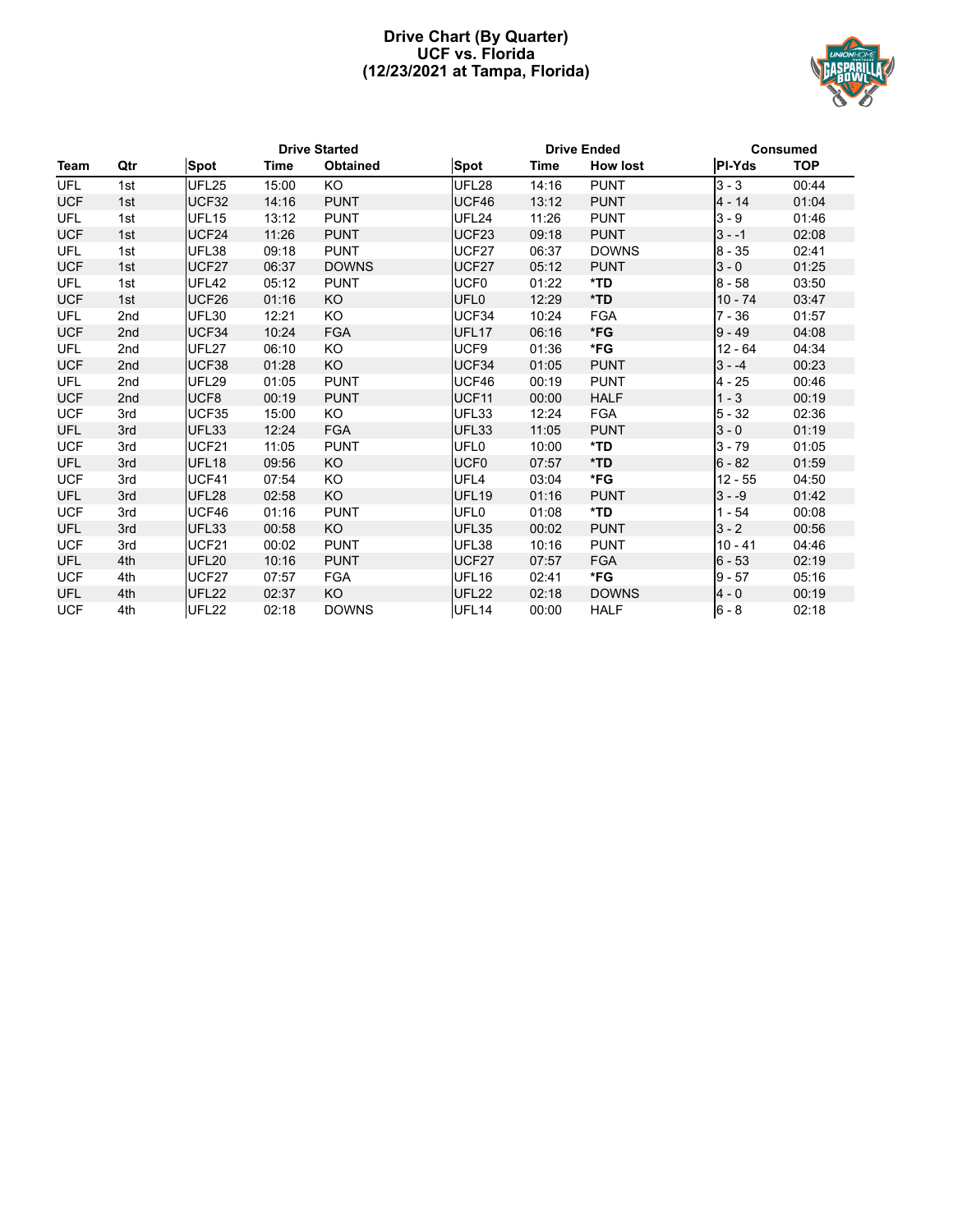# Drive Chart (By Quarter)
## UCF vs. Florida
## (12/23/2021 at Tampa, Florida)

| Team | Qtr | Drive Started | | | Drive Ended | | | Consumed | |
|---|---|---|---|---|---|---|---|---|---|
| | | Spot | Time | Obtained | Spot | Time | How lost | Pl-Yds | TOP |
| UFL | 1st | UFL25 | 15:00 | KO | UFL28 | 14:16 | PUNT | 3 - 3 | 00:44 |
| UCF | 1st | UCF32 | 14:16 | PUNT | UCF46 | 13:12 | PUNT | 4 - 14 | 01:04 |
| UFL | 1st | UFL15 | 13:12 | PUNT | UFL24 | 11:26 | PUNT | 3 - 9 | 01:46 |
| UCF | 1st | UCF24 | 11:26 | PUNT | UCF23 | 09:18 | PUNT | 3 - -1 | 02:08 |
| UFL | 1st | UFL38 | 09:18 | PUNT | UCF27 | 06:37 | DOWNS | 8 - 35 | 02:41 |
| UCF | 1st | UCF27 | 06:37 | DOWNS | UCF27 | 05:12 | PUNT | 3 - 0 | 01:25 |
| UFL | 1st | UFL42 | 05:12 | PUNT | UCF0 | 01:22 | **\*TD** | 8 - 58 | 03:50 |
| UCF | 1st | UCF26 | 01:16 | KO | UFL0 | 12:29 | **\*TD** | 10 - 74 | 03:47 |
| UFL | 2nd | UFL30 | 12:21 | KO | UCF34 | 10:24 | FGA | 7 - 36 | 01:57 |
| UCF | 2nd | UCF34 | 10:24 | FGA | UFL17 | 06:16 | **\*FG** | 9 - 49 | 04:08 |
| UFL | 2nd | UFL27 | 06:10 | KO | UCF9 | 01:36 | **\*FG** | 12 - 64 | 04:34 |
| UCF | 2nd | UCF38 | 01:28 | KO | UCF34 | 01:05 | PUNT | 3 - -4 | 00:23 |
| UFL | 2nd | UFL29 | 01:05 | PUNT | UCF46 | 00:19 | PUNT | 4 - 25 | 00:46 |
| UCF | 2nd | UCF8 | 00:19 | PUNT | UCF11 | 00:00 | HALF | 1 - 3 | 00:19 |
| UCF | 3rd | UCF35 | 15:00 | KO | UFL33 | 12:24 | FGA | 5 - 32 | 02:36 |
| UFL | 3rd | UFL33 | 12:24 | FGA | UFL33 | 11:05 | PUNT | 3 - 0 | 01:19 |
| UCF | 3rd | UCF21 | 11:05 | PUNT | UFL0 | 10:00 | **\*TD** | 3 - 79 | 01:05 |
| UFL | 3rd | UFL18 | 09:56 | KO | UCF0 | 07:57 | **\*TD** | 6 - 82 | 01:59 |
| UCF | 3rd | UCF41 | 07:54 | KO | UFL4 | 03:04 | **\*FG** | 12 - 55 | 04:50 |
| UFL | 3rd | UFL28 | 02:58 | KO | UFL19 | 01:16 | PUNT | 3 - -9 | 01:42 |
| UCF | 3rd | UCF46 | 01:16 | PUNT | UFL0 | 01:08 | **\*TD** | 1 - 54 | 00:08 |
| UFL | 3rd | UFL33 | 00:58 | KO | UFL35 | 00:02 | PUNT | 3 - 2 | 00:56 |
| UCF | 3rd | UCF21 | 00:02 | PUNT | UFL38 | 10:16 | PUNT | 10 - 41 | 04:46 |
| UFL | 4th | UFL20 | 10:16 | PUNT | UCF27 | 07:57 | FGA | 6 - 53 | 02:19 |
| UCF | 4th | UCF27 | 07:57 | FGA | UFL16 | 02:41 | **\*FG** | 9 - 57 | 05:16 |
| UFL | 4th | UFL22 | 02:37 | KO | UFL22 | 02:18 | DOWNS | 4 - 0 | 00:19 |
| UCF | 4th | UFL22 | 02:18 | DOWNS | UFL14 | 00:00 | HALF | 6 - 8 | 02:18 |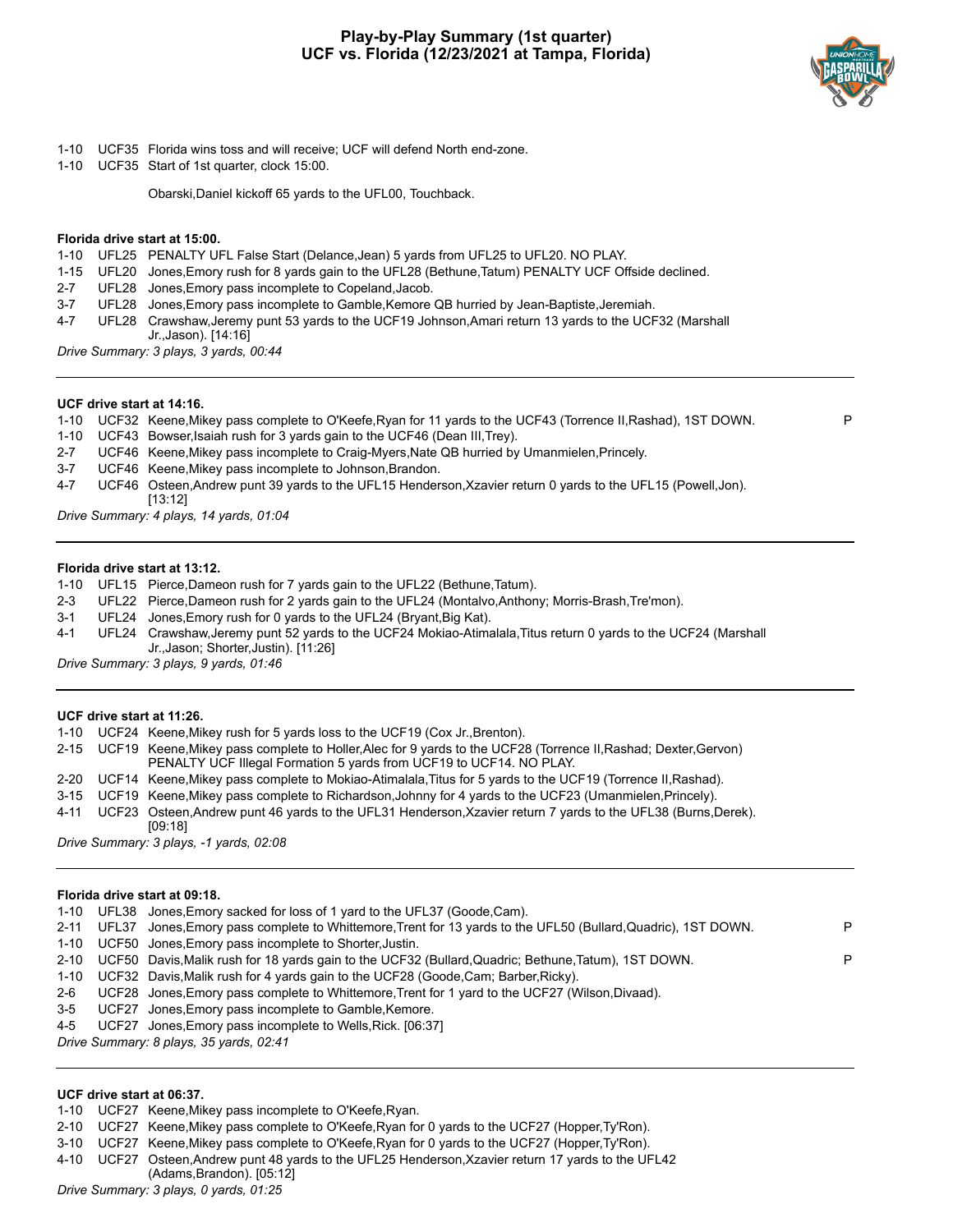# Play-by-Play Summary (1st quarter)
## UCF vs. Florida (12/23/2021 at Tampa, Florida)

1-10 UCF35 Florida wins toss and will receive; UCF will defend North end-zone.
1-10 UCF35 Start of 1st quarter, clock 15:00.

Obarski,Daniel kickoff 65 yards to the UFL00, Touchback.

---

**Florida drive start at 15:00.**

1-10 UFL25 PENALTY UFL False Start (Delance,Jean) 5 yards from UFL25 to UFL20. NO PLAY.
1-15 UFL20 Jones,Emory rush for 8 yards gain to the UFL28 (Bethune,Tatum) PENALTY UCF Offside declined.
2-7 UFL28 Jones,Emory pass incomplete to Copeland,Jacob.
3-7 UFL28 Jones,Emory pass incomplete to Gamble,Kemore QB hurried by Jean-Baptiste,Jeremiah.
4-7 UFL28 Crawshaw,Jeremy punt 53 yards to the UCF19 Johnson,Amari return 13 yards to the UCF32 (Marshall Jr.,Jason). [14:16]

*Drive Summary: 3 plays, 3 yards, 00:44*

---

**UCF drive start at 14:16.**

1-10 UCF32 Keene,Mikey pass complete to O'Keefe,Ryan for 11 yards to the UCF43 (Torrence II,Rashad), 1ST DOWN. P
1-10 UCF43 Bowser,Isaiah rush for 3 yards gain to the UCF46 (Dean III,Trey).
2-7 UCF46 Keene,Mikey pass incomplete to Craig-Myers,Nate QB hurried by Umanmielen,Princely.
3-7 UCF46 Keene,Mikey pass incomplete to Johnson,Brandon.
4-7 UCF46 Osteen,Andrew punt 39 yards to the UFL15 Henderson,Xzavier return 0 yards to the UFL15 (Powell,Jon). [13:12]

*Drive Summary: 4 plays, 14 yards, 01:04*

---

**Florida drive start at 13:12.**

1-10 UFL15 Pierce,Dameon rush for 7 yards gain to the UFL22 (Bethune,Tatum).
2-3 UFL22 Pierce,Dameon rush for 2 yards gain to the UFL24 (Montalvo,Anthony; Morris-Brash,Tre'mon).
3-1 UFL24 Jones,Emory rush for 0 yards to the UFL24 (Bryant,Big Kat).
4-1 UFL24 Crawshaw,Jeremy punt 52 yards to the UCF24 Mokiao-Atimalala,Titus return 0 yards to the UCF24 (Marshall Jr.,Jason; Shorter,Justin). [11:26]

*Drive Summary: 3 plays, 9 yards, 01:46*

---

**UCF drive start at 11:26.**

1-10 UCF24 Keene,Mikey rush for 5 yards loss to the UCF19 (Cox Jr.,Brenton).
2-15 UCF19 Keene,Mikey pass complete to Holler,Alec for 9 yards to the UCF28 (Torrence II,Rashad; Dexter,Gervon) PENALTY UCF Illegal Formation 5 yards from UCF19 to UCF14. NO PLAY.
2-20 UCF14 Keene,Mikey pass complete to Mokiao-Atimalala,Titus for 5 yards to the UCF19 (Torrence II,Rashad).
3-15 UCF19 Keene,Mikey pass complete to Richardson,Johnny for 4 yards to the UCF23 (Umanmielen,Princely).
4-11 UCF23 Osteen,Andrew punt 46 yards to the UFL31 Henderson,Xzavier return 7 yards to the UFL38 (Burns,Derek). [09:18]

*Drive Summary: 3 plays, -1 yards, 02:08*

---

**Florida drive start at 09:18.**

1-10 UFL38 Jones,Emory sacked for loss of 1 yard to the UFL37 (Goode,Cam).
2-11 UFL37 Jones,Emory pass complete to Whittemore,Trent for 13 yards to the UFL50 (Bullard,Quadric), 1ST DOWN. P
1-10 UCF50 Jones,Emory pass incomplete to Shorter,Justin.
2-10 UCF50 Davis,Malik rush for 18 yards gain to the UCF32 (Bullard,Quadric; Bethune,Tatum), 1ST DOWN. P
1-10 UCF32 Davis,Malik rush for 4 yards gain to the UCF28 (Goode,Cam; Barber,Ricky).
2-6 UCF28 Jones,Emory pass complete to Whittemore,Trent for 1 yard to the UCF27 (Wilson,Divaad).
3-5 UCF27 Jones,Emory pass incomplete to Gamble,Kemore.
4-5 UCF27 Jones,Emory pass incomplete to Wells,Rick. [06:37]

*Drive Summary: 8 plays, 35 yards, 02:41*

---

**UCF drive start at 06:37.**

1-10 UCF27 Keene,Mikey pass incomplete to O'Keefe,Ryan.
2-10 UCF27 Keene,Mikey pass complete to O'Keefe,Ryan for 0 yards to the UCF27 (Hopper,Ty'Ron).
3-10 UCF27 Keene,Mikey pass complete to O'Keefe,Ryan for 0 yards to the UCF27 (Hopper,Ty'Ron).
4-10 UCF27 Osteen,Andrew punt 48 yards to the UFL25 Henderson,Xzavier return 17 yards to the UFL42 (Adams,Brandon). [05:12]

*Drive Summary: 3 plays, 0 yards, 01:25*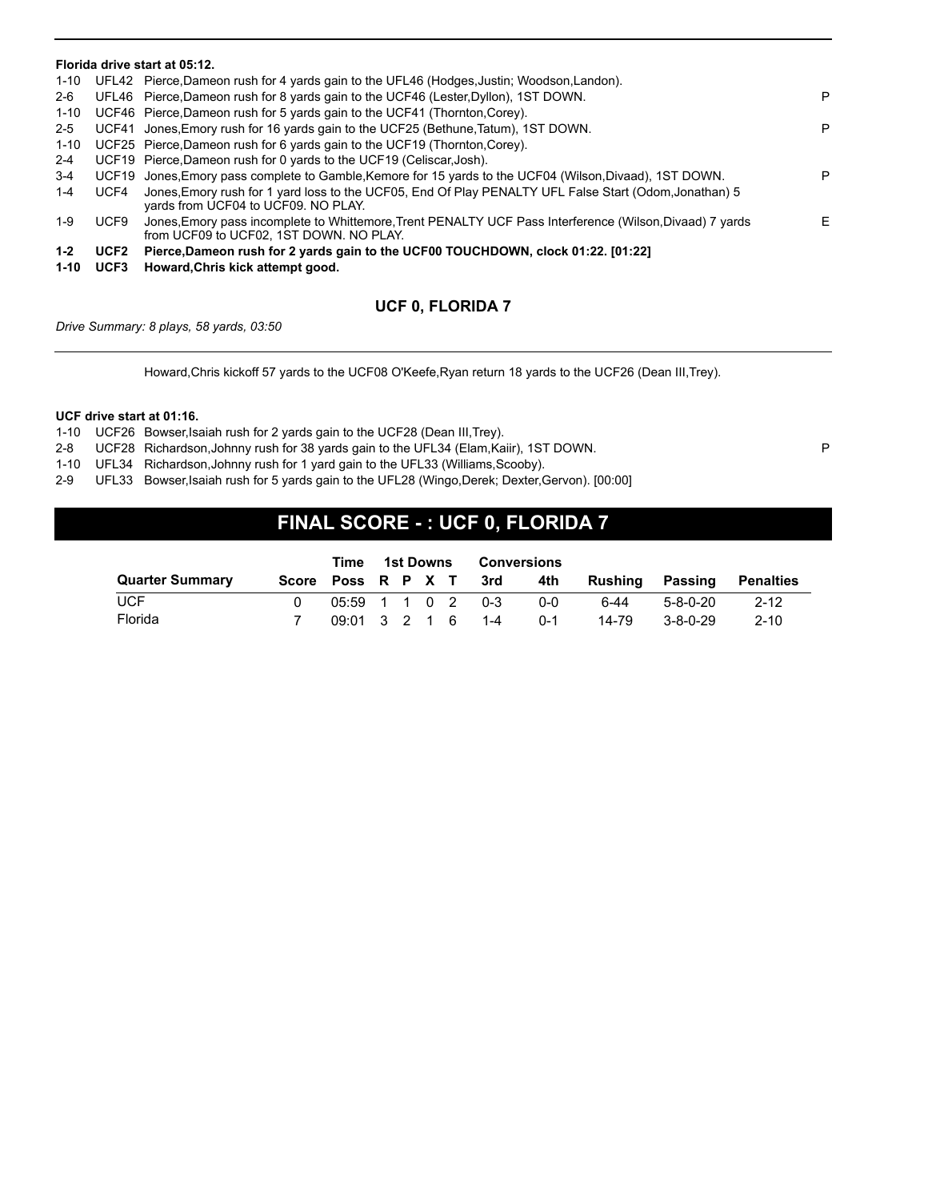**Florida drive start at 05:12.**

| | | | |
|---|---|---|---|
| 1-10 | UFL42 | Pierce,Dameon rush for 4 yards gain to the UFL46 (Hodges,Justin; Woodson,Landon). | |
| 2-6 | UFL46 | Pierce,Dameon rush for 8 yards gain to the UCF46 (Lester,Dyllon), 1ST DOWN. | P |
| 1-10 | UCF46 | Pierce,Dameon rush for 5 yards gain to the UCF41 (Thornton,Corey). | |
| 2-5 | UCF41 | Jones,Emory rush for 16 yards gain to the UCF25 (Bethune,Tatum), 1ST DOWN. | P |
| 1-10 | UCF25 | Pierce,Dameon rush for 6 yards gain to the UCF19 (Thornton,Corey). | |
| 2-4 | UCF19 | Pierce,Dameon rush for 0 yards to the UCF19 (Celiscar,Josh). | |
| 3-4 | UCF19 | Jones,Emory pass complete to Gamble,Kemore for 15 yards to the UCF04 (Wilson,Divaad), 1ST DOWN. | P |
| 1-4 | UCF4 | Jones,Emory rush for 1 yard loss to the UCF05, End Of Play PENALTY UFL False Start (Odom,Jonathan) 5 yards from UCF04 to UCF09. NO PLAY. | |
| 1-9 | UCF9 | Jones,Emory pass incomplete to Whittemore,Trent PENALTY UCF Pass Interference (Wilson,Divaad) 7 yards from UCF09 to UCF02, 1ST DOWN. NO PLAY. | E |
| **1-2** | **UCF2** | **Pierce,Dameon rush for 2 yards gain to the UCF00 TOUCHDOWN, clock 01:22. [01:22]** | |
| **1-10** | **UCF3** | **Howard,Chris kick attempt good.** | |

### UCF 0, FLORIDA 7

*Drive Summary: 8 plays, 58 yards, 03:50*

Howard,Chris kickoff 57 yards to the UCF08 O'Keefe,Ryan return 18 yards to the UCF26 (Dean III,Trey).

**UCF drive start at 01:16.**

| | | | |
|---|---|---|---|
| 1-10 | UCF26 | Bowser,Isaiah rush for 2 yards gain to the UCF28 (Dean III,Trey). | |
| 2-8 | UCF28 | Richardson,Johnny rush for 38 yards gain to the UFL34 (Elam,Kaiir), 1ST DOWN. | P |
| 1-10 | UFL34 | Richardson,Johnny rush for 1 yard gain to the UFL33 (Williams,Scooby). | |
| 2-9 | UFL33 | Bowser,Isaiah rush for 5 yards gain to the UFL28 (Wingo,Derek; Dexter,Gervon). [00:00] | |

## FINAL SCORE - : UCF 0, FLORIDA 7

| Quarter Summary | Score | Time Poss | 1st Downs R | P | X | T | Conversions 3rd | 4th | Rushing | Passing | Penalties |
|---|---|---|---|---|---|---|---|---|---|---|---|
| UCF | 0 | 05:59 | 1 | 1 | 0 | 2 | 0-3 | 0-0 | 6-44 | 5-8-0-20 | 2-12 |
| Florida | 7 | 09:01 | 3 | 2 | 1 | 6 | 1-4 | 0-1 | 14-79 | 3-8-0-29 | 2-10 |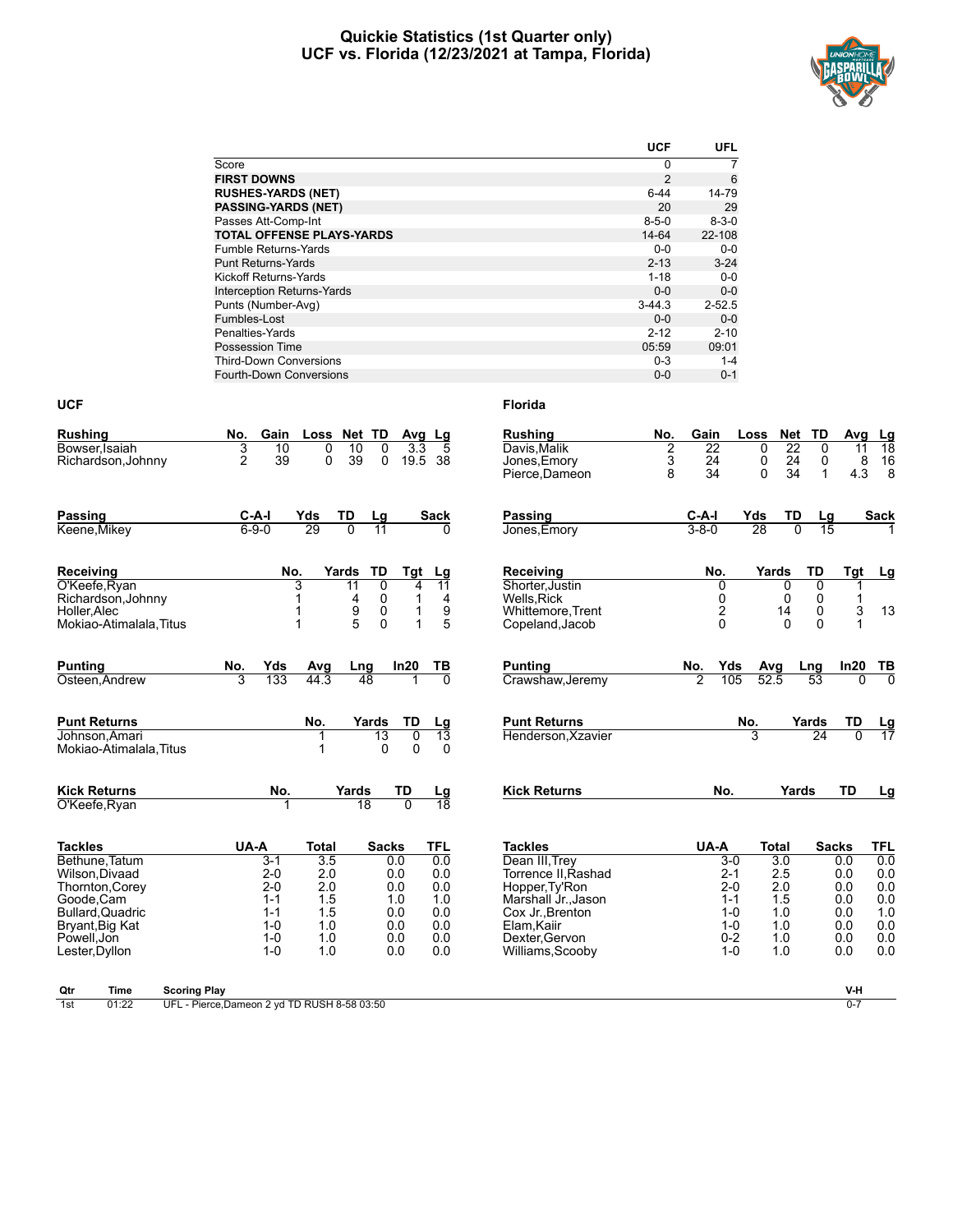# Quickie Statistics (1st Quarter only)
# UCF vs. Florida (12/23/2021 at Tampa, Florida)

| | UCF | UFL |
|---|---|---|
| Score | 0 | 7 |
| **FIRST DOWNS** | 2 | 6 |
| **RUSHES-YARDS (NET)** | 6-44 | 14-79 |
| **PASSING-YARDS (NET)** | 20 | 29 |
| Passes Att-Comp-Int | 8-5-0 | 8-3-0 |
| **TOTAL OFFENSE PLAYS-YARDS** | 14-64 | 22-108 |
| Fumble Returns-Yards | 0-0 | 0-0 |
| Punt Returns-Yards | 2-13 | 3-24 |
| Kickoff Returns-Yards | 1-18 | 0-0 |
| Interception Returns-Yards | 0-0 | 0-0 |
| Punts (Number-Avg) | 3-44.3 | 2-52.5 |
| Fumbles-Lost | 0-0 | 0-0 |
| Penalties-Yards | 2-12 | 2-10 |
| Possession Time | 05:59 | 09:01 |
| Third-Down Conversions | 0-3 | 1-4 |
| Fourth-Down Conversions | 0-0 | 0-1 |

## UCF

| Rushing | No. | Gain | Loss | Net | TD | Avg | Lg |
|---|---|---|---|---|---|---|---|
| Bowser,Isaiah | 3 | 10 | 0 | 10 | 0 | 3.3 | 5 |
| Richardson,Johnny | 2 | 39 | 0 | 39 | 0 | 19.5 | 38 |

| Passing | C-A-I | Yds | TD | Lg | Sack |
|---|---|---|---|---|---|
| Keene,Mikey | 6-9-0 | 29 | 0 | 11 | 0 |

| Receiving | No. | Yards | TD | Tgt | Lg |
|---|---|---|---|---|---|
| O'Keefe,Ryan | 3 | 11 | 0 | 4 | 11 |
| Richardson,Johnny | 1 | 4 | 0 | 1 | 4 |
| Holler,Alec | 1 | 9 | 0 | 1 | 9 |
| Mokiao-Atimalala,Titus | 1 | 5 | 0 | 1 | 5 |

| Punting | No. | Yds | Avg | Lng | In20 | TB |
|---|---|---|---|---|---|---|
| Osteen,Andrew | 3 | 133 | 44.3 | 48 | 1 | 0 |

| Punt Returns | No. | Yards | TD | Lg |
|---|---|---|---|---|
| Johnson,Amari | 1 | 13 | 0 | 13 |
| Mokiao-Atimalala,Titus | 1 | 0 | 0 | 0 |

| Kick Returns | No. | Yards | TD | Lg |
|---|---|---|---|---|
| O'Keefe,Ryan | 1 | 18 | 0 | 18 |

| Tackles | UA-A | Total | Sacks | TFL |
|---|---|---|---|---|
| Bethune,Tatum | 3-1 | 3.5 | 0.0 | 0.0 |
| Wilson,Divaad | 2-0 | 2.0 | 0.0 | 0.0 |
| Thornton,Corey | 2-0 | 2.0 | 0.0 | 0.0 |
| Goode,Cam | 1-1 | 1.5 | 1.0 | 1.0 |
| Bullard,Quadric | 1-1 | 1.5 | 0.0 | 0.0 |
| Bryant,Big Kat | 1-0 | 1.0 | 0.0 | 0.0 |
| Powell,Jon | 1-0 | 1.0 | 0.0 | 0.0 |
| Lester,Dyllon | 1-0 | 1.0 | 0.0 | 0.0 |

## Florida

| Rushing | No. | Gain | Loss | Net | TD | Avg | Lg |
|---|---|---|---|---|---|---|---|
| Davis,Malik | 2 | 22 | 0 | 22 | 0 | 11 | 18 |
| Jones,Emory | 3 | 24 | 0 | 24 | 0 | 8 | 16 |
| Pierce,Dameon | 8 | 34 | 0 | 34 | 1 | 4.3 | 8 |

| Passing | C-A-I | Yds | TD | Lg | Sack |
|---|---|---|---|---|---|
| Jones,Emory | 3-8-0 | 28 | 0 | 15 | 1 |

| Receiving | No. | Yards | TD | Tgt | Lg |
|---|---|---|---|---|---|
| Shorter,Justin | 0 | 0 | 0 | 1 | |
| Wells,Rick | 0 | 0 | 0 | 1 | |
| Whittemore,Trent | 2 | 14 | 0 | 3 | 13 |
| Copeland,Jacob | 0 | 0 | 0 | 1 | |

| Punting | No. | Yds | Avg | Lng | In20 | TB |
|---|---|---|---|---|---|---|
| Crawshaw,Jeremy | 2 | 105 | 52.5 | 53 | 0 | 0 |

| Punt Returns | No. | Yards | TD | Lg |
|---|---|---|---|---|
| Henderson,Xzavier | 3 | 24 | 0 | 17 |

| Kick Returns | No. | Yards | TD | Lg |
|---|---|---|---|---|

| Tackles | UA-A | Total | Sacks | TFL |
|---|---|---|---|---|
| Dean III,Trey | 3-0 | 3.0 | 0.0 | 0.0 |
| Torrence II,Rashad | 2-1 | 2.5 | 0.0 | 0.0 |
| Hopper,Ty'Ron | 2-0 | 2.0 | 0.0 | 0.0 |
| Marshall Jr.,Jason | 1-1 | 1.5 | 0.0 | 0.0 |
| Cox Jr.,Brenton | 1-0 | 1.0 | 0.0 | 1.0 |
| Elam,Kaiir | 1-0 | 1.0 | 0.0 | 0.0 |
| Dexter,Gervon | 0-2 | 1.0 | 0.0 | 0.0 |
| Williams,Scooby | 1-0 | 1.0 | 0.0 | 0.0 |

| Qtr | Time | Scoring Play | V-H |
|---|---|---|---|
| 1st | 01:22 | UFL - Pierce,Dameon 2 yd TD RUSH 8-58 03:50 | 0-7 |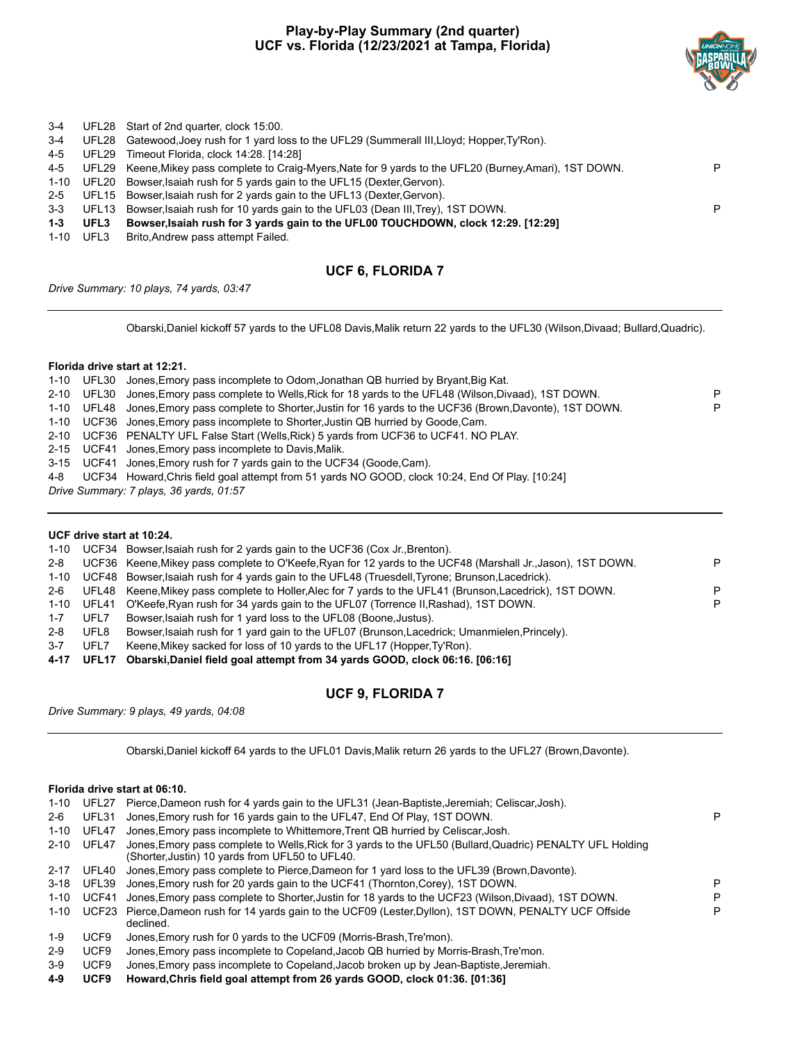# Play-by-Play Summary (2nd quarter)
## UCF vs. Florida (12/23/2021 at Tampa, Florida)

| | | | |
|---|---|---|---|
| 3-4 | UFL28 | Start of 2nd quarter, clock 15:00. | |
| 3-4 | UFL28 | Gatewood,Joey rush for 1 yard loss to the UFL29 (Summerall III,Lloyd; Hopper,Ty'Ron). | |
| 4-5 | UFL29 | Timeout Florida, clock 14:28. [14:28] | |
| 4-5 | UFL29 | Keene,Mikey pass complete to Craig-Myers,Nate for 9 yards to the UFL20 (Burney,Amari), 1ST DOWN. | P |
| 1-10 | UFL20 | Bowser,Isaiah rush for 5 yards gain to the UFL15 (Dexter,Gervon). | |
| 2-5 | UFL15 | Bowser,Isaiah rush for 2 yards gain to the UFL13 (Dexter,Gervon). | |
| 3-3 | UFL13 | Bowser,Isaiah rush for 10 yards gain to the UFL03 (Dean III,Trey), 1ST DOWN. | P |
| **1-3** | **UFL3** | **Bowser,Isaiah rush for 3 yards gain to the UFL00 TOUCHDOWN, clock 12:29. [12:29]** | |
| 1-10 | UFL3 | Brito,Andrew pass attempt Failed. | |

### UCF 6, FLORIDA 7

*Drive Summary: 10 plays, 74 yards, 03:47*

Obarski,Daniel kickoff 57 yards to the UFL08 Davis,Malik return 22 yards to the UFL30 (Wilson,Divaad; Bullard,Quadric).

**Florida drive start at 12:21.**

| | | | |
|---|---|---|---|
| 1-10 | UFL30 | Jones,Emory pass incomplete to Odom,Jonathan QB hurried by Bryant,Big Kat. | |
| 2-10 | UFL30 | Jones,Emory pass complete to Wells,Rick for 18 yards to the UFL48 (Wilson,Divaad), 1ST DOWN. | P |
| 1-10 | UFL48 | Jones,Emory pass complete to Shorter,Justin for 16 yards to the UCF36 (Brown,Davonte), 1ST DOWN. | P |
| 1-10 | UCF36 | Jones,Emory pass incomplete to Shorter,Justin QB hurried by Goode,Cam. | |
| 2-10 | UCF36 | PENALTY UFL False Start (Wells,Rick) 5 yards from UCF36 to UCF41. NO PLAY. | |
| 2-15 | UCF41 | Jones,Emory pass incomplete to Davis,Malik. | |
| 3-15 | UCF41 | Jones,Emory rush for 7 yards gain to the UCF34 (Goode,Cam). | |
| 4-8 | UCF34 | Howard,Chris field goal attempt from 51 yards NO GOOD, clock 10:24, End Of Play. [10:24] | |

*Drive Summary: 7 plays, 36 yards, 01:57*

**UCF drive start at 10:24.**

| | | | |
|---|---|---|---|
| 1-10 | UCF34 | Bowser,Isaiah rush for 2 yards gain to the UCF36 (Cox Jr.,Brenton). | |
| 2-8 | UCF36 | Keene,Mikey pass complete to O'Keefe,Ryan for 12 yards to the UCF48 (Marshall Jr.,Jason), 1ST DOWN. | P |
| 1-10 | UCF48 | Bowser,Isaiah rush for 4 yards gain to the UFL48 (Truesdell,Tyrone; Brunson,Lacedrick). | |
| 2-6 | UFL48 | Keene,Mikey pass complete to Holler,Alec for 7 yards to the UFL41 (Brunson,Lacedrick), 1ST DOWN. | P |
| 1-10 | UFL41 | O'Keefe,Ryan rush for 34 yards gain to the UFL07 (Torrence II,Rashad), 1ST DOWN. | P |
| 1-7 | UFL7 | Bowser,Isaiah rush for 1 yard loss to the UFL08 (Boone,Justus). | |
| 2-8 | UFL8 | Bowser,Isaiah rush for 1 yard gain to the UFL07 (Brunson,Lacedrick; Umanmielen,Princely). | |
| 3-7 | UFL7 | Keene,Mikey sacked for loss of 10 yards to the UFL17 (Hopper,Ty'Ron). | |
| **4-17** | **UFL17** | **Obarski,Daniel field goal attempt from 34 yards GOOD, clock 06:16. [06:16]** | |

### UCF 9, FLORIDA 7

*Drive Summary: 9 plays, 49 yards, 04:08*

Obarski,Daniel kickoff 64 yards to the UFL01 Davis,Malik return 26 yards to the UFL27 (Brown,Davonte).

**Florida drive start at 06:10.**

| | | | |
|---|---|---|---|
| 1-10 | UFL27 | Pierce,Dameon rush for 4 yards gain to the UFL31 (Jean-Baptiste,Jeremiah; Celiscar,Josh). | |
| 2-6 | UFL31 | Jones,Emory rush for 16 yards gain to the UFL47, End Of Play, 1ST DOWN. | P |
| 1-10 | UFL47 | Jones,Emory pass incomplete to Whittemore,Trent QB hurried by Celiscar,Josh. | |
| 2-10 | UFL47 | Jones,Emory pass complete to Wells,Rick for 3 yards to the UFL50 (Bullard,Quadric) PENALTY UFL Holding (Shorter,Justin) 10 yards from UFL50 to UFL40. | |
| 2-17 | UFL40 | Jones,Emory pass complete to Pierce,Dameon for 1 yard loss to the UFL39 (Brown,Davonte). | |
| 3-18 | UFL39 | Jones,Emory rush for 20 yards gain to the UCF41 (Thornton,Corey), 1ST DOWN. | P |
| 1-10 | UCF41 | Jones,Emory pass complete to Shorter,Justin for 18 yards to the UCF23 (Wilson,Divaad), 1ST DOWN. | P |
| 1-10 | UCF23 | Pierce,Dameon rush for 14 yards gain to the UCF09 (Lester,Dyllon), 1ST DOWN, PENALTY UCF Offside declined. | P |
| 1-9 | UCF9 | Jones,Emory rush for 0 yards to the UCF09 (Morris-Brash,Tre'mon). | |
| 2-9 | UCF9 | Jones,Emory pass incomplete to Copeland,Jacob QB hurried by Morris-Brash,Tre'mon. | |
| 3-9 | UCF9 | Jones,Emory pass incomplete to Copeland,Jacob broken up by Jean-Baptiste,Jeremiah. | |
| **4-9** | **UCF9** | **Howard,Chris field goal attempt from 26 yards GOOD, clock 01:36. [01:36]** | |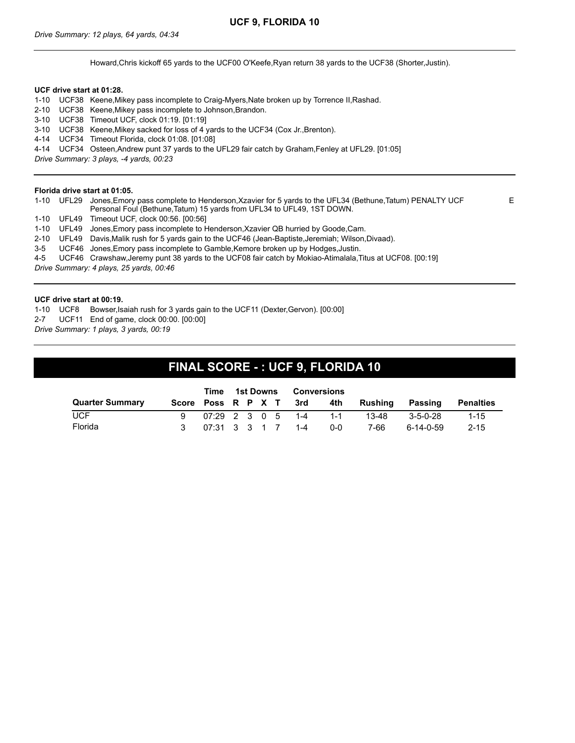**UCF 9, FLORIDA 10**

*Drive Summary: 12 plays, 64 yards, 04:34*

Howard,Chris kickoff 65 yards to the UCF00 O'Keefe,Ryan return 38 yards to the UCF38 (Shorter,Justin).

**UCF drive start at 01:28.**

1-10 UCF38 Keene,Mikey pass incomplete to Craig-Myers,Nate broken up by Torrence II,Rashad.
2-10 UCF38 Keene,Mikey pass incomplete to Johnson,Brandon.
3-10 UCF38 Timeout UCF, clock 01:19. [01:19]
3-10 UCF38 Keene,Mikey sacked for loss of 4 yards to the UCF34 (Cox Jr.,Brenton).
4-14 UCF34 Timeout Florida, clock 01:08. [01:08]
4-14 UCF34 Osteen,Andrew punt 37 yards to the UFL29 fair catch by Graham,Fenley at UFL29. [01:05]

*Drive Summary: 3 plays, -4 yards, 00:23*

**Florida drive start at 01:05.**

1-10 UFL29 Jones,Emory pass complete to Henderson,Xzavier for 5 yards to the UFL34 (Bethune,Tatum) PENALTY UCF Personal Foul (Bethune,Tatum) 15 yards from UFL34 to UFL49, 1ST DOWN. E
1-10 UFL49 Timeout UCF, clock 00:56. [00:56]
1-10 UFL49 Jones,Emory pass incomplete to Henderson,Xzavier QB hurried by Goode,Cam.
2-10 UFL49 Davis,Malik rush for 5 yards gain to the UCF46 (Jean-Baptiste,Jeremiah; Wilson,Divaad).
3-5 UCF46 Jones,Emory pass incomplete to Gamble,Kemore broken up by Hodges,Justin.
4-5 UCF46 Crawshaw,Jeremy punt 38 yards to the UCF08 fair catch by Mokiao-Atimalala,Titus at UCF08. [00:19]

*Drive Summary: 4 plays, 25 yards, 00:46*

**UCF drive start at 00:19.**

1-10 UCF8 Bowser,Isaiah rush for 3 yards gain to the UCF11 (Dexter,Gervon). [00:00]
2-7 UCF11 End of game, clock 00:00. [00:00]

*Drive Summary: 1 plays, 3 yards, 00:19*

## FINAL SCORE - : UCF 9, FLORIDA 10

| | | Time | 1st Downs | | | | Conversions | | | | |
|---|---|---|---|---|---|---|---|---|---|---|---|
| **Quarter Summary** | **Score** | **Poss** | **R** | **P** | **X** | **T** | **3rd** | **4th** | **Rushing** | **Passing** | **Penalties** |
| UCF | 9 | 07:29 | 2 | 3 | 0 | 5 | 1-4 | 1-1 | 13-48 | 3-5-0-28 | 1-15 |
| Florida | 3 | 07:31 | 3 | 3 | 1 | 7 | 1-4 | 0-0 | 7-66 | 6-14-0-59 | 2-15 |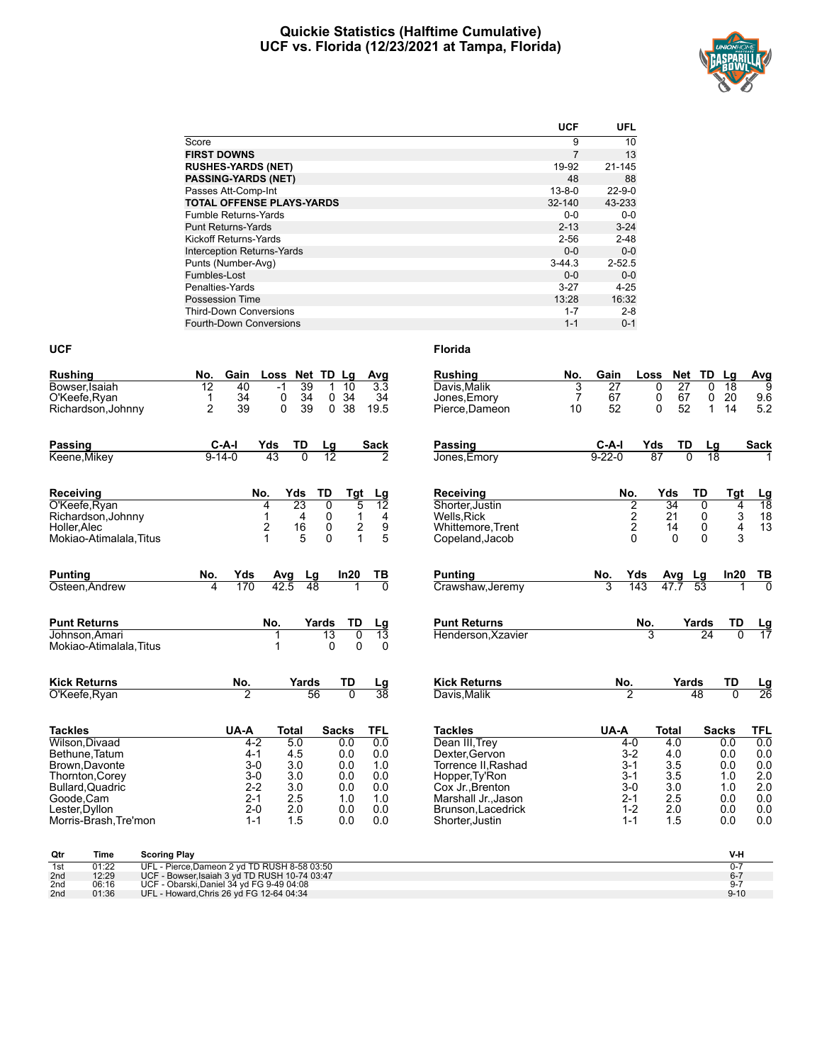# Quickie Statistics (Halftime Cumulative)
## UCF vs. Florida (12/23/2021 at Tampa, Florida)

| | UCF | UFL |
|---|---|---|
| Score | 9 | 10 |
| **FIRST DOWNS** | 7 | 13 |
| **RUSHES-YARDS (NET)** | 19-92 | 21-145 |
| **PASSING-YARDS (NET)** | 48 | 88 |
| Passes Att-Comp-Int | 13-8-0 | 22-9-0 |
| **TOTAL OFFENSE PLAYS-YARDS** | 32-140 | 43-233 |
| Fumble Returns-Yards | 0-0 | 0-0 |
| Punt Returns-Yards | 2-13 | 3-24 |
| Kickoff Returns-Yards | 2-56 | 2-48 |
| Interception Returns-Yards | 0-0 | 0-0 |
| Punts (Number-Avg) | 3-44.3 | 2-52.5 |
| Fumbles-Lost | 0-0 | 0-0 |
| Penalties-Yards | 3-27 | 4-25 |
| Possession Time | 13:28 | 16:32 |
| Third-Down Conversions | 1-7 | 2-8 |
| Fourth-Down Conversions | 1-1 | 0-1 |

## UCF

| Rushing | No. | Gain | Loss | Net | TD | Lg | Avg |
|---|---|---|---|---|---|---|---|
| Bowser,Isaiah | 12 | 40 | -1 | 39 | 1 | 10 | 3.3 |
| O'Keefe,Ryan | 1 | 34 | 0 | 34 | 0 | 34 | 34 |
| Richardson,Johnny | 2 | 39 | 0 | 39 | 0 | 38 | 19.5 |

| Passing | C-A-I | Yds | TD | Lg | Sack |
|---|---|---|---|---|---|
| Keene,Mikey | 9-14-0 | 43 | 0 | 12 | 2 |

| Receiving | No. | Yds | TD | Tgt | Lg |
|---|---|---|---|---|---|
| O'Keefe,Ryan | 4 | 23 | 0 | 5 | 12 |
| Richardson,Johnny | 1 | 4 | 0 | 1 | 4 |
| Holler,Alec | 2 | 16 | 0 | 2 | 9 |
| Mokiao-Atimalala,Titus | 1 | 5 | 0 | 1 | 5 |

| Punting | No. | Yds | Avg | Lg | In20 | TB |
|---|---|---|---|---|---|---|
| Osteen,Andrew | 4 | 170 | 42.5 | 48 | 1 | 0 |

| Punt Returns | No. | Yards | TD | Lg |
|---|---|---|---|---|
| Johnson,Amari | 1 | 13 | 0 | 13 |
| Mokiao-Atimalala,Titus | 1 | 0 | 0 | 0 |

| Kick Returns | No. | Yards | TD | Lg |
|---|---|---|---|---|
| O'Keefe,Ryan | 2 | 56 | 0 | 38 |

| Tackles | UA-A | Total | Sacks | TFL |
|---|---|---|---|---|
| Wilson,Divaad | 4-2 | 5.0 | 0.0 | 0.0 |
| Bethune,Tatum | 4-1 | 4.5 | 0.0 | 0.0 |
| Brown,Davonte | 3-0 | 3.0 | 0.0 | 1.0 |
| Thornton,Corey | 3-0 | 3.0 | 0.0 | 0.0 |
| Bullard,Quadric | 2-2 | 3.0 | 0.0 | 0.0 |
| Goode,Cam | 2-1 | 2.5 | 1.0 | 1.0 |
| Lester,Dyllon | 2-0 | 2.0 | 0.0 | 0.0 |
| Morris-Brash,Tre'mon | 1-1 | 1.5 | 0.0 | 0.0 |

## Florida

| Rushing | No. | Gain | Loss | Net | TD | Lg | Avg |
|---|---|---|---|---|---|---|---|
| Davis,Malik | 3 | 27 | 0 | 27 | 0 | 18 | 9 |
| Jones,Emory | 7 | 67 | 0 | 67 | 0 | 20 | 9.6 |
| Pierce,Dameon | 10 | 52 | 0 | 52 | 1 | 14 | 5.2 |

| Passing | C-A-I | Yds | TD | Lg | Sack |
|---|---|---|---|---|---|
| Jones,Emory | 9-22-0 | 87 | 0 | 18 | 1 |

| Receiving | No. | Yds | TD | Tgt | Lg |
|---|---|---|---|---|---|
| Shorter,Justin | 2 | 34 | 0 | 4 | 18 |
| Wells,Rick | 2 | 21 | 0 | 3 | 18 |
| Whittemore,Trent | 2 | 14 | 0 | 4 | 13 |
| Copeland,Jacob | 0 | 0 | 0 | 3 | |

| Punting | No. | Yds | Avg | Lg | In20 | TB |
|---|---|---|---|---|---|---|
| Crawshaw,Jeremy | 3 | 143 | 47.7 | 53 | 1 | 0 |

| Punt Returns | No. | Yards | TD | Lg |
|---|---|---|---|---|
| Henderson,Xzavier | 3 | 24 | 0 | 17 |

| Kick Returns | No. | Yards | TD | Lg |
|---|---|---|---|---|
| Davis,Malik | 2 | 48 | 0 | 26 |

| Tackles | UA-A | Total | Sacks | TFL |
|---|---|---|---|---|
| Dean III,Trey | 4-0 | 4.0 | 0.0 | 0.0 |
| Dexter,Gervon | 3-2 | 4.0 | 0.0 | 0.0 |
| Torrence II,Rashad | 3-1 | 3.5 | 0.0 | 0.0 |
| Hopper,Ty'Ron | 3-1 | 3.5 | 1.0 | 2.0 |
| Cox Jr.,Brenton | 3-0 | 3.0 | 1.0 | 2.0 |
| Marshall Jr.,Jason | 2-1 | 2.5 | 0.0 | 0.0 |
| Brunson,Lacedrick | 1-2 | 2.0 | 0.0 | 0.0 |
| Shorter,Justin | 1-1 | 1.5 | 0.0 | 0.0 |

| Qtr | Time | Scoring Play | V-H |
|---|---|---|---|
| 1st | 01:22 | UFL - Pierce,Dameon 2 yd TD RUSH 8-58 03:50 | 0-7 |
| 2nd | 12:29 | UCF - Bowser,Isaiah 3 yd TD RUSH 10-74 03:47 | 6-7 |
| 2nd | 06:16 | UCF - Obarski,Daniel 34 yd FG 9-49 04:08 | 9-7 |
| 2nd | 01:36 | UFL - Howard,Chris 26 yd FG 12-64 04:34 | 9-10 |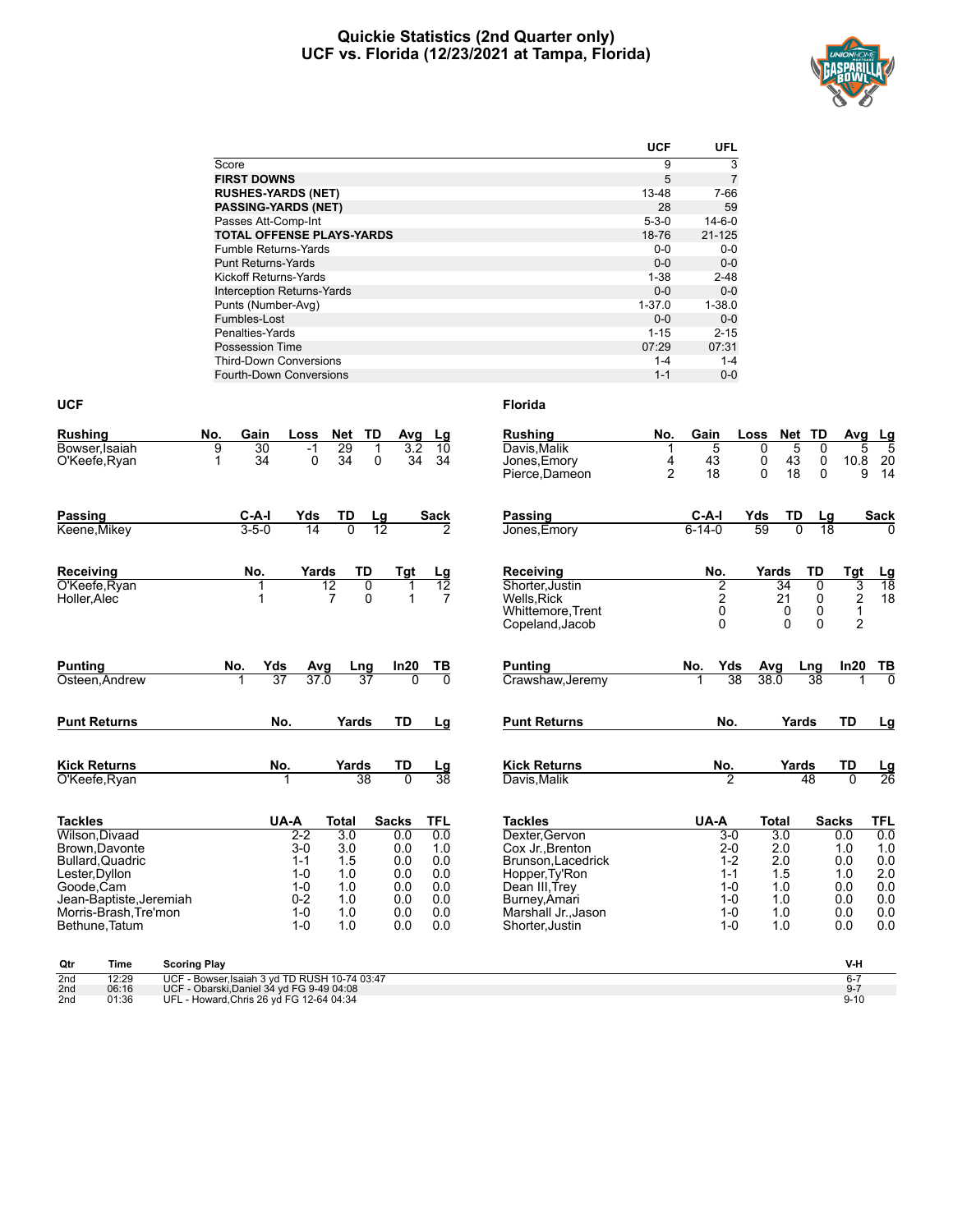# Quickie Statistics (2nd Quarter only)
## UCF vs. Florida (12/23/2021 at Tampa, Florida)

| | UCF | UFL |
|---|---|---|
| Score | 9 | 3 |
| **FIRST DOWNS** | 5 | 7 |
| **RUSHES-YARDS (NET)** | 13-48 | 7-66 |
| **PASSING-YARDS (NET)** | 28 | 59 |
| Passes Att-Comp-Int | 5-3-0 | 14-6-0 |
| **TOTAL OFFENSE PLAYS-YARDS** | 18-76 | 21-125 |
| Fumble Returns-Yards | 0-0 | 0-0 |
| Punt Returns-Yards | 0-0 | 0-0 |
| Kickoff Returns-Yards | 1-38 | 2-48 |
| Interception Returns-Yards | 0-0 | 0-0 |
| Punts (Number-Avg) | 1-37.0 | 1-38.0 |
| Fumbles-Lost | 0-0 | 0-0 |
| Penalties-Yards | 1-15 | 2-15 |
| Possession Time | 07:29 | 07:31 |
| Third-Down Conversions | 1-4 | 1-4 |
| Fourth-Down Conversions | 1-1 | 0-0 |

### UCF

| Rushing | No. | Gain | Loss | Net | TD | Avg | Lg |
|---|---|---|---|---|---|---|---|
| Bowser,Isaiah | 9 | 30 | -1 | 29 | 1 | 3.2 | 10 |
| O'Keefe,Ryan | 1 | 34 | 0 | 34 | 0 | 34 | 34 |

| Passing | C-A-I | Yds | TD | Lg | Sack |
|---|---|---|---|---|---|
| Keene,Mikey | 3-5-0 | 14 | 0 | 12 | 2 |

| Receiving | No. | Yards | TD | Tgt | Lg |
|---|---|---|---|---|---|
| O'Keefe,Ryan | 1 | 12 | 0 | 1 | 12 |
| Holler,Alec | 1 | 7 | 0 | 1 | 7 |

| Punting | No. | Yds | Avg | Lng | In20 | TB |
|---|---|---|---|---|---|---|
| Osteen,Andrew | 1 | 37 | 37.0 | 37 | 0 | 0 |

| Punt Returns | No. | Yards | TD | Lg |
|---|---|---|---|---|

| Kick Returns | No. | Yards | TD | Lg |
|---|---|---|---|---|
| O'Keefe,Ryan | 1 | 38 | 0 | 38 |

| Tackles | UA-A | Total | Sacks | TFL |
|---|---|---|---|---|
| Wilson,Divaad | 2-2 | 3.0 | 0.0 | 0.0 |
| Brown,Davonte | 3-0 | 3.0 | 0.0 | 1.0 |
| Bullard,Quadric | 1-1 | 1.5 | 0.0 | 0.0 |
| Lester,Dyllon | 1-0 | 1.0 | 0.0 | 0.0 |
| Goode,Cam | 1-0 | 1.0 | 0.0 | 0.0 |
| Jean-Baptiste,Jeremiah | 0-2 | 1.0 | 0.0 | 0.0 |
| Morris-Brash,Tre'mon | 1-0 | 1.0 | 0.0 | 0.0 |
| Bethune,Tatum | 1-0 | 1.0 | 0.0 | 0.0 |

### Florida

| Rushing | No. | Gain | Loss | Net | TD | Avg | Lg |
|---|---|---|---|---|---|---|---|
| Davis,Malik | 1 | 5 | 0 | 5 | 0 | 5 | 5 |
| Jones,Emory | 4 | 43 | 0 | 43 | 0 | 10.8 | 20 |
| Pierce,Dameon | 2 | 18 | 0 | 18 | 0 | 9 | 14 |

| Passing | C-A-I | Yds | TD | Lg | Sack |
|---|---|---|---|---|---|
| Jones,Emory | 6-14-0 | 59 | 0 | 18 | 0 |

| Receiving | No. | Yards | TD | Tgt | Lg |
|---|---|---|---|---|---|
| Shorter,Justin | 2 | 34 | 0 | 3 | 18 |
| Wells,Rick | 2 | 21 | 0 | 2 | 18 |
| Whittemore,Trent | 0 | 0 | 0 | 1 | |
| Copeland,Jacob | 0 | 0 | 0 | 2 | |

| Punting | No. | Yds | Avg | Lng | In20 | TB |
|---|---|---|---|---|---|---|
| Crawshaw,Jeremy | 1 | 38 | 38.0 | 38 | 1 | 0 |

| Punt Returns | No. | Yards | TD | Lg |
|---|---|---|---|---|

| Kick Returns | No. | Yards | TD | Lg |
|---|---|---|---|---|
| Davis,Malik | 2 | 48 | 0 | 26 |

| Tackles | UA-A | Total | Sacks | TFL |
|---|---|---|---|---|
| Dexter,Gervon | 3-0 | 3.0 | 0.0 | 0.0 |
| Cox Jr.,Brenton | 2-0 | 2.0 | 1.0 | 1.0 |
| Brunson,Lacedrick | 1-2 | 2.0 | 0.0 | 0.0 |
| Hopper,Ty'Ron | 1-1 | 1.5 | 1.0 | 2.0 |
| Dean III,Trey | 1-0 | 1.0 | 0.0 | 0.0 |
| Burney,Amari | 1-0 | 1.0 | 0.0 | 0.0 |
| Marshall Jr.,Jason | 1-0 | 1.0 | 0.0 | 0.0 |
| Shorter,Justin | 1-0 | 1.0 | 0.0 | 0.0 |

| Qtr | Time | Scoring Play | V-H |
|---|---|---|---|
| 2nd | 12:29 | UCF - Bowser,Isaiah 3 yd TD RUSH 10-74 03:47 | 6-7 |
| 2nd | 06:16 | UCF - Obarski,Daniel 34 yd FG 9-49 04:08 | 9-7 |
| 2nd | 01:36 | UFL - Howard,Chris 26 yd FG 12-64 04:34 | 9-10 |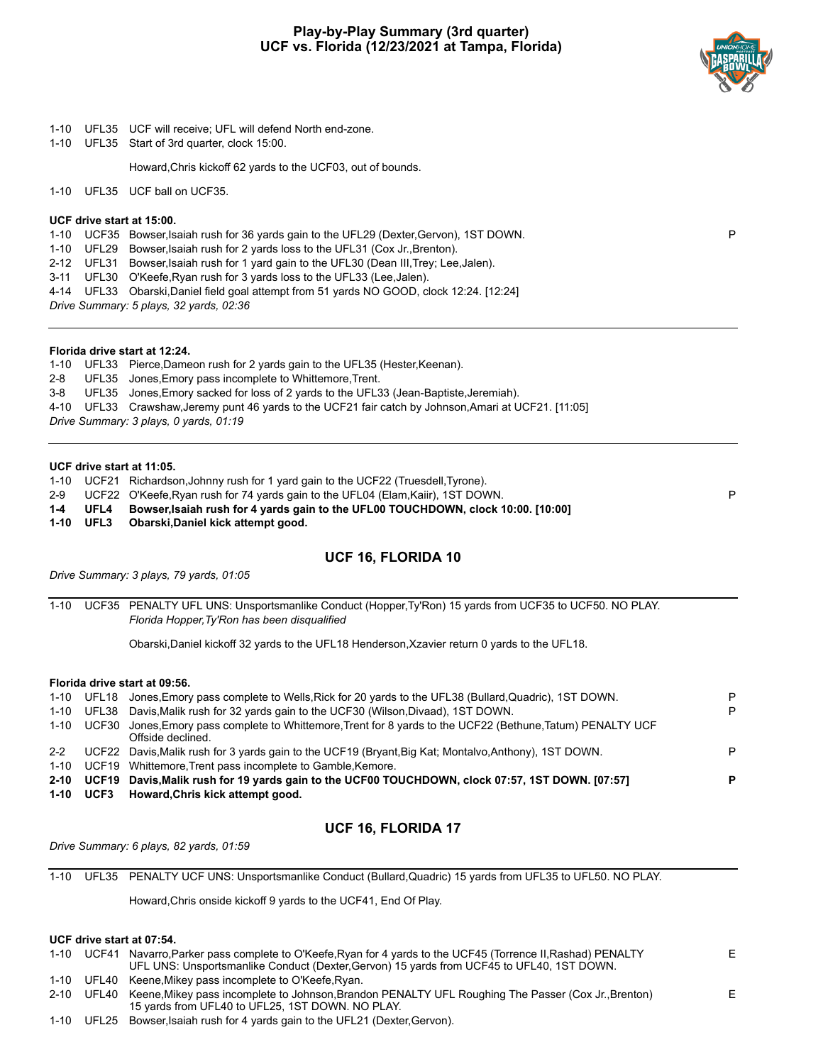# Play-by-Play Summary (3rd quarter)
## UCF vs. Florida (12/23/2021 at Tampa, Florida)

1-10 UFL35 UCF will receive; UFL will defend North end-zone.
1-10 UFL35 Start of 3rd quarter, clock 15:00.

Howard,Chris kickoff 62 yards to the UCF03, out of bounds.

1-10 UFL35 UCF ball on UCF35.

**UCF drive start at 15:00.**

| | | | |
|---|---|---|---|
| 1-10 | UCF35 | Bowser,Isaiah rush for 36 yards gain to the UFL29 (Dexter,Gervon), 1ST DOWN. | P |
| 1-10 | UFL29 | Bowser,Isaiah rush for 2 yards loss to the UFL31 (Cox Jr.,Brenton). | |
| 2-12 | UFL31 | Bowser,Isaiah rush for 1 yard gain to the UFL30 (Dean III,Trey; Lee,Jalen). | |
| 3-11 | UFL30 | O'Keefe,Ryan rush for 3 yards loss to the UFL33 (Lee,Jalen). | |
| 4-14 | UFL33 | Obarski,Daniel field goal attempt from 51 yards NO GOOD, clock 12:24. [12:24] | |

*Drive Summary: 5 plays, 32 yards, 02:36*

---

**Florida drive start at 12:24.**

| | | | |
|---|---|---|---|
| 1-10 | UFL33 | Pierce,Dameon rush for 2 yards gain to the UFL35 (Hester,Keenan). | |
| 2-8 | UFL35 | Jones,Emory pass incomplete to Whittemore,Trent. | |
| 3-8 | UFL35 | Jones,Emory sacked for loss of 2 yards to the UFL33 (Jean-Baptiste,Jeremiah). | |
| 4-10 | UFL33 | Crawshaw,Jeremy punt 46 yards to the UCF21 fair catch by Johnson,Amari at UCF21. [11:05] | |

*Drive Summary: 3 plays, 0 yards, 01:19*

---

**UCF drive start at 11:05.**

| | | | |
|---|---|---|---|
| 1-10 | UCF21 | Richardson,Johnny rush for 1 yard gain to the UCF22 (Truesdell,Tyrone). | |
| 2-9 | UCF22 | O'Keefe,Ryan rush for 74 yards gain to the UFL04 (Elam,Kaiir), 1ST DOWN. | P |
| **1-4** | **UFL4** | **Bowser,Isaiah rush for 4 yards gain to the UFL00 TOUCHDOWN, clock 10:00. [10:00]** | |
| **1-10** | **UFL3** | **Obarski,Daniel kick attempt good.** | |

### UCF 16, FLORIDA 10

*Drive Summary: 3 plays, 79 yards, 01:05*

---

1-10 UCF35 PENALTY UFL UNS: Unsportsmanlike Conduct (Hopper,Ty'Ron) 15 yards from UCF35 to UCF50. NO PLAY.
*Florida Hopper,Ty'Ron has been disqualified*

Obarski,Daniel kickoff 32 yards to the UFL18 Henderson,Xzavier return 0 yards to the UFL18.

**Florida drive start at 09:56.**

| | | | |
|---|---|---|---|
| 1-10 | UFL18 | Jones,Emory pass complete to Wells,Rick for 20 yards to the UFL38 (Bullard,Quadric), 1ST DOWN. | P |
| 1-10 | UFL38 | Davis,Malik rush for 32 yards gain to the UCF30 (Wilson,Divaad), 1ST DOWN. | P |
| 1-10 | UCF30 | Jones,Emory pass complete to Whittemore,Trent for 8 yards to the UCF22 (Bethune,Tatum) PENALTY UCF Offside declined. | |
| 2-2 | UCF22 | Davis,Malik rush for 3 yards gain to the UCF19 (Bryant,Big Kat; Montalvo,Anthony), 1ST DOWN. | P |
| 1-10 | UCF19 | Whittemore,Trent pass incomplete to Gamble,Kemore. | |
| **2-10** | **UCF19** | **Davis,Malik rush for 19 yards gain to the UCF00 TOUCHDOWN, clock 07:57, 1ST DOWN. [07:57]** | **P** |
| **1-10** | **UCF3** | **Howard,Chris kick attempt good.** | |

### UCF 16, FLORIDA 17

*Drive Summary: 6 plays, 82 yards, 01:59*

---

1-10 UFL35 PENALTY UCF UNS: Unsportsmanlike Conduct (Bullard,Quadric) 15 yards from UFL35 to UFL50. NO PLAY.

Howard,Chris onside kickoff 9 yards to the UCF41, End Of Play.

**UCF drive start at 07:54.**

| | | | |
|---|---|---|---|
| 1-10 | UCF41 | Navarro,Parker pass complete to O'Keefe,Ryan for 4 yards to the UCF45 (Torrence II,Rashad) PENALTY UFL UNS: Unsportsmanlike Conduct (Dexter,Gervon) 15 yards from UCF45 to UFL40, 1ST DOWN. | E |
| 1-10 | UFL40 | Keene,Mikey pass incomplete to O'Keefe,Ryan. | |
| 2-10 | UFL40 | Keene,Mikey pass incomplete to Johnson,Brandon PENALTY UFL Roughing The Passer (Cox Jr.,Brenton) 15 yards from UFL40 to UFL25, 1ST DOWN. NO PLAY. | E |
| 1-10 | UFL25 | Bowser,Isaiah rush for 4 yards gain to the UFL21 (Dexter,Gervon). | |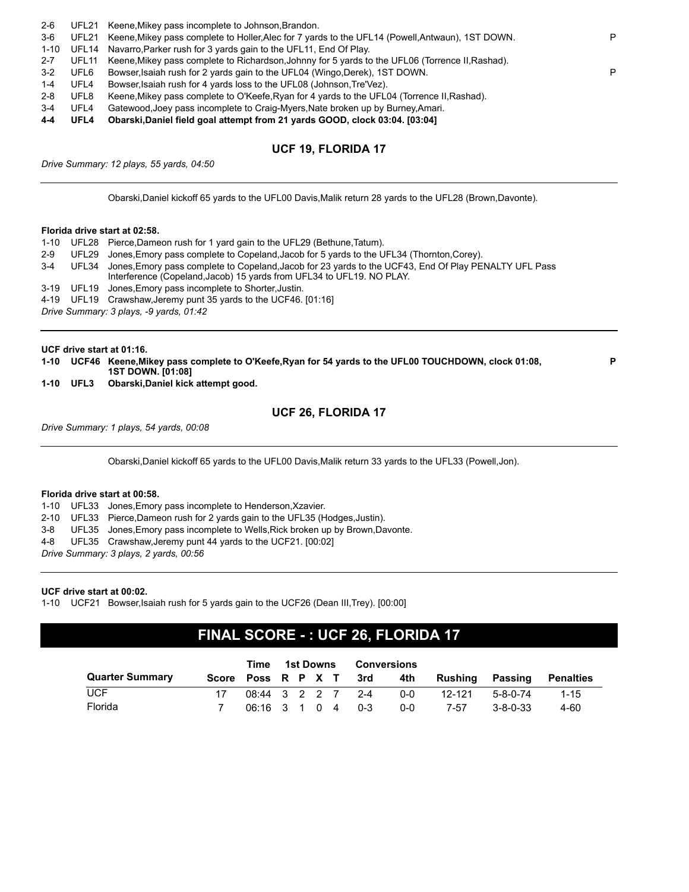| | | | |
|---|---|---|---|
| 2-6 | UFL21 | Keene,Mikey pass incomplete to Johnson,Brandon. | |
| 3-6 | UFL21 | Keene,Mikey pass complete to Holler,Alec for 7 yards to the UFL14 (Powell,Antwaun), 1ST DOWN. | P |
| 1-10 | UFL14 | Navarro,Parker rush for 3 yards gain to the UFL11, End Of Play. | |
| 2-7 | UFL11 | Keene,Mikey pass complete to Richardson,Johnny for 5 yards to the UFL06 (Torrence II,Rashad). | |
| 3-2 | UFL6 | Bowser,Isaiah rush for 2 yards gain to the UFL04 (Wingo,Derek), 1ST DOWN. | P |
| 1-4 | UFL4 | Bowser,Isaiah rush for 4 yards loss to the UFL08 (Johnson,Tre'Vez). | |
| 2-8 | UFL8 | Keene,Mikey pass complete to O'Keefe,Ryan for 4 yards to the UFL04 (Torrence II,Rashad). | |
| 3-4 | UFL4 | Gatewood,Joey pass incomplete to Craig-Myers,Nate broken up by Burney,Amari. | |
| **4-4** | **UFL4** | **Obarski,Daniel field goal attempt from 21 yards GOOD, clock 03:04. [03:04]** | |

## UCF 19, FLORIDA 17

*Drive Summary: 12 plays, 55 yards, 04:50*

---

Obarski,Daniel kickoff 65 yards to the UFL00 Davis,Malik return 28 yards to the UFL28 (Brown,Davonte).

**Florida drive start at 02:58.**

| | | |
|---|---|---|
| 1-10 | UFL28 | Pierce,Dameon rush for 1 yard gain to the UFL29 (Bethune,Tatum). |
| 2-9 | UFL29 | Jones,Emory pass complete to Copeland,Jacob for 5 yards to the UFL34 (Thornton,Corey). |
| 3-4 | UFL34 | Jones,Emory pass complete to Copeland,Jacob for 23 yards to the UCF43, End Of Play PENALTY UFL Pass Interference (Copeland,Jacob) 15 yards from UFL34 to UFL19. NO PLAY. |
| 3-19 | UFL19 | Jones,Emory pass incomplete to Shorter,Justin. |
| 4-19 | UFL19 | Crawshaw,Jeremy punt 35 yards to the UCF46. [01:16] |

*Drive Summary: 3 plays, -9 yards, 01:42*

---

**UCF drive start at 01:16.**

| | | | |
|---|---|---|---|
| **1-10** | **UCF46** | **Keene,Mikey pass complete to O'Keefe,Ryan for 54 yards to the UFL00 TOUCHDOWN, clock 01:08, 1ST DOWN. [01:08]** | **P** |
| **1-10** | **UFL3** | **Obarski,Daniel kick attempt good.** | |

## UCF 26, FLORIDA 17

*Drive Summary: 1 plays, 54 yards, 00:08*

---

Obarski,Daniel kickoff 65 yards to the UFL00 Davis,Malik return 33 yards to the UFL33 (Powell,Jon).

**Florida drive start at 00:58.**

| | | |
|---|---|---|
| 1-10 | UFL33 | Jones,Emory pass incomplete to Henderson,Xzavier. |
| 2-10 | UFL33 | Pierce,Dameon rush for 2 yards gain to the UFL35 (Hodges,Justin). |
| 3-8 | UFL35 | Jones,Emory pass incomplete to Wells,Rick broken up by Brown,Davonte. |
| 4-8 | UFL35 | Crawshaw,Jeremy punt 44 yards to the UCF21. [00:02] |

*Drive Summary: 3 plays, 2 yards, 00:56*

---

**UCF drive start at 00:02.**

| | | |
|---|---|---|
| 1-10 | UCF21 | Bowser,Isaiah rush for 5 yards gain to the UCF26 (Dean III,Trey). [00:00] |

# FINAL SCORE - : UCF 26, FLORIDA 17

| | | Time | 1st Downs | | | | Conversions | | | | |
|---|---|---|---|---|---|---|---|---|---|---|---|
| Quarter Summary | Score | Poss | R | P | X | T | 3rd | 4th | Rushing | Passing | Penalties |
| UCF | 17 | 08:44 | 3 | 2 | 2 | 7 | 2-4 | 0-0 | 12-121 | 5-8-0-74 | 1-15 |
| Florida | 7 | 06:16 | 3 | 1 | 0 | 4 | 0-3 | 0-0 | 7-57 | 3-8-0-33 | 4-60 |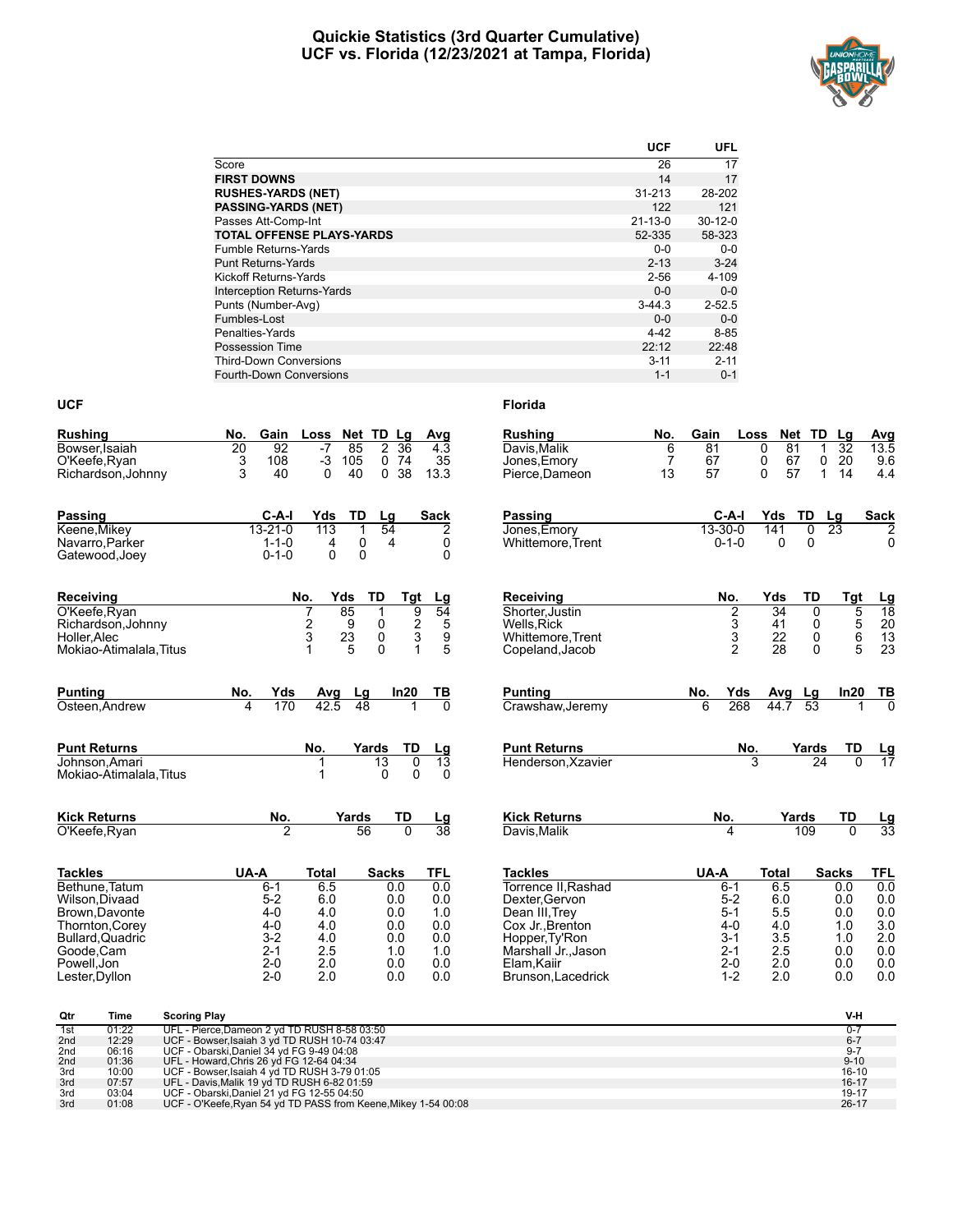# Quickie Statistics (3rd Quarter Cumulative)
## UCF vs. Florida (12/23/2021 at Tampa, Florida)

| | UCF | UFL |
|---|---|---|
| Score | 26 | 17 |
| **FIRST DOWNS** | 14 | 17 |
| **RUSHES-YARDS (NET)** | 31-213 | 28-202 |
| **PASSING-YARDS (NET)** | 122 | 121 |
| Passes Att-Comp-Int | 21-13-0 | 30-12-0 |
| **TOTAL OFFENSE PLAYS-YARDS** | 52-335 | 58-323 |
| Fumble Returns-Yards | 0-0 | 0-0 |
| Punt Returns-Yards | 2-13 | 3-24 |
| Kickoff Returns-Yards | 2-56 | 4-109 |
| Interception Returns-Yards | 0-0 | 0-0 |
| Punts (Number-Avg) | 3-44.3 | 2-52.5 |
| Fumbles-Lost | 0-0 | 0-0 |
| Penalties-Yards | 4-42 | 8-85 |
| Possession Time | 22:12 | 22:48 |
| Third-Down Conversions | 3-11 | 2-11 |
| Fourth-Down Conversions | 1-1 | 0-1 |

### UCF

| Rushing | No. | Gain | Loss | Net | TD | Lg | Avg |
|---|---|---|---|---|---|---|---|
| Bowser,Isaiah | 20 | 92 | -7 | 85 | 2 | 36 | 4.3 |
| O'Keefe,Ryan | 3 | 108 | -3 | 105 | 0 | 74 | 35 |
| Richardson,Johnny | 3 | 40 | 0 | 40 | 0 | 38 | 13.3 |

| Passing | C-A-I | Yds | TD | Lg | Sack |
|---|---|---|---|---|---|
| Keene,Mikey | 13-21-0 | 113 | 1 | 54 | 2 |
| Navarro,Parker | 1-1-0 | 4 | 0 | 4 | 0 |
| Gatewood,Joey | 0-1-0 | 0 | 0 | | 0 |

| Receiving | No. | Yds | TD | Tgt | Lg |
|---|---|---|---|---|---|
| O'Keefe,Ryan | 7 | 85 | 1 | 9 | 54 |
| Richardson,Johnny | 2 | 9 | 0 | 2 | 5 |
| Holler,Alec | 3 | 23 | 0 | 3 | 9 |
| Mokiao-Atimalala,Titus | 1 | 5 | 0 | 1 | 5 |

| Punting | No. | Yds | Avg | Lg | In20 | TB |
|---|---|---|---|---|---|---|
| Osteen,Andrew | 4 | 170 | 42.5 | 48 | 1 | 0 |

| Punt Returns | No. | Yards | TD | Lg |
|---|---|---|---|---|
| Johnson,Amari | 1 | 13 | 0 | 13 |
| Mokiao-Atimalala,Titus | 1 | 0 | 0 | 0 |

| Kick Returns | No. | Yards | TD | Lg |
|---|---|---|---|---|
| O'Keefe,Ryan | 2 | 56 | 0 | 38 |

| Tackles | UA-A | Total | Sacks | TFL |
|---|---|---|---|---|
| Bethune,Tatum | 6-1 | 6.5 | 0.0 | 0.0 |
| Wilson,Divaad | 5-2 | 6.0 | 0.0 | 0.0 |
| Brown,Davonte | 4-0 | 4.0 | 0.0 | 1.0 |
| Thornton,Corey | 4-0 | 4.0 | 0.0 | 0.0 |
| Bullard,Quadric | 3-2 | 4.0 | 0.0 | 0.0 |
| Goode,Cam | 2-1 | 2.5 | 1.0 | 1.0 |
| Powell,Jon | 2-0 | 2.0 | 0.0 | 0.0 |
| Lester,Dyllon | 2-0 | 2.0 | 0.0 | 0.0 |

### Florida

| Rushing | No. | Gain | Loss | Net | TD | Lg | Avg |
|---|---|---|---|---|---|---|---|
| Davis,Malik | 6 | 81 | 0 | 81 | 1 | 32 | 13.5 |
| Jones,Emory | 7 | 67 | 0 | 67 | 0 | 20 | 9.6 |
| Pierce,Dameon | 13 | 57 | 0 | 57 | 1 | 14 | 4.4 |

| Passing | C-A-I | Yds | TD | Lg | Sack |
|---|---|---|---|---|---|
| Jones,Emory | 13-30-0 | 141 | 0 | 23 | 2 |
| Whittemore,Trent | 0-1-0 | 0 | 0 | | 0 |

| Receiving | No. | Yds | TD | Tgt | Lg |
|---|---|---|---|---|---|
| Shorter,Justin | 2 | 34 | 0 | 5 | 18 |
| Wells,Rick | 3 | 41 | 0 | 5 | 20 |
| Whittemore,Trent | 3 | 22 | 0 | 6 | 13 |
| Copeland,Jacob | 2 | 28 | 0 | 5 | 23 |

| Punting | No. | Yds | Avg | Lg | In20 | TB |
|---|---|---|---|---|---|---|
| Crawshaw,Jeremy | 6 | 268 | 44.7 | 53 | 1 | 0 |

| Punt Returns | No. | Yards | TD | Lg |
|---|---|---|---|---|
| Henderson,Xzavier | 3 | 24 | 0 | 17 |

| Kick Returns | No. | Yards | TD | Lg |
|---|---|---|---|---|
| Davis,Malik | 4 | 109 | 0 | 33 |

| Tackles | UA-A | Total | Sacks | TFL |
|---|---|---|---|---|
| Torrence II,Rashad | 6-1 | 6.5 | 0.0 | 0.0 |
| Dexter,Gervon | 5-2 | 6.0 | 0.0 | 0.0 |
| Dean III,Trey | 5-1 | 5.5 | 0.0 | 0.0 |
| Cox Jr.,Brenton | 4-0 | 4.0 | 1.0 | 3.0 |
| Hopper,Ty'Ron | 3-1 | 3.5 | 1.0 | 2.0 |
| Marshall Jr.,Jason | 2-1 | 2.5 | 0.0 | 0.0 |
| Elam,Kaiir | 2-0 | 2.0 | 0.0 | 0.0 |
| Brunson,Lacedrick | 1-2 | 2.0 | 0.0 | 0.0 |

| Qtr | Time | Scoring Play | V-H |
|---|---|---|---|
| 1st | 01:22 | UFL - Pierce,Dameon 2 yd TD RUSH 8-58 03:50 | 0-7 |
| 2nd | 12:29 | UCF - Bowser,Isaiah 3 yd TD RUSH 10-74 03:47 | 6-7 |
| 2nd | 06:16 | UCF - Obarski,Daniel 34 yd FG 9-49 04:08 | 9-7 |
| 2nd | 01:36 | UFL - Howard,Chris 26 yd FG 12-64 04:34 | 9-10 |
| 3rd | 10:00 | UCF - Bowser,Isaiah 4 yd TD RUSH 3-79 01:05 | 16-10 |
| 3rd | 07:57 | UFL - Davis,Malik 19 yd TD RUSH 6-82 01:59 | 16-17 |
| 3rd | 03:04 | UCF - Obarski,Daniel 21 yd FG 12-55 04:50 | 19-17 |
| 3rd | 01:08 | UCF - O'Keefe,Ryan 54 yd TD PASS from Keene,Mikey 1-54 00:08 | 26-17 |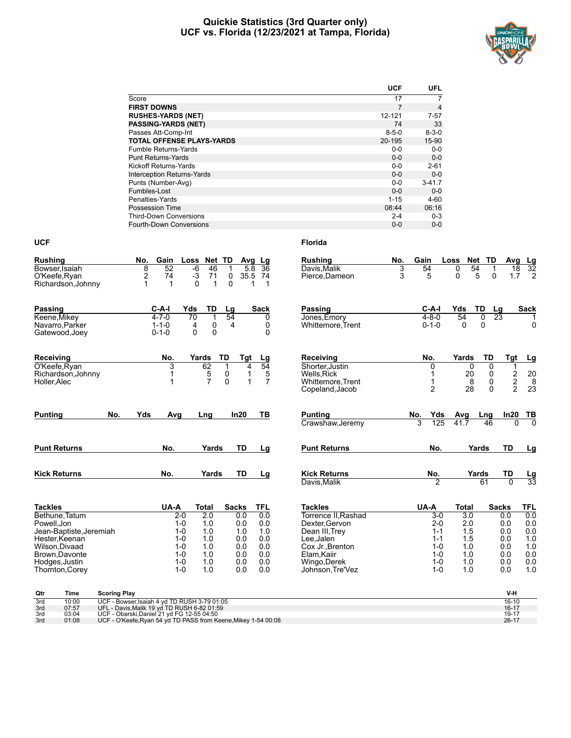# Quickie Statistics (3rd Quarter only)
## UCF vs. Florida (12/23/2021 at Tampa, Florida)

| | UCF | UFL |
|---|---|---|
| Score | 17 | 7 |
| **FIRST DOWNS** | 7 | 4 |
| **RUSHES-YARDS (NET)** | 12-121 | 7-57 |
| **PASSING-YARDS (NET)** | 74 | 33 |
| Passes Att-Comp-Int | 8-5-0 | 8-3-0 |
| **TOTAL OFFENSE PLAYS-YARDS** | 20-195 | 15-90 |
| Fumble Returns-Yards | 0-0 | 0-0 |
| Punt Returns-Yards | 0-0 | 0-0 |
| Kickoff Returns-Yards | 0-0 | 2-61 |
| Interception Returns-Yards | 0-0 | 0-0 |
| Punts (Number-Avg) | 0-0 | 3-41.7 |
| Fumbles-Lost | 0-0 | 0-0 |
| Penalties-Yards | 1-15 | 4-60 |
| Possession Time | 08:44 | 06:16 |
| Third-Down Conversions | 2-4 | 0-3 |
| Fourth-Down Conversions | 0-0 | 0-0 |

## UCF

| Rushing | No. | Gain | Loss | Net | TD | Avg | Lg |
|---|---|---|---|---|---|---|---|
| Bowser,Isaiah | 8 | 52 | -6 | 46 | 1 | 5.8 | 36 |
| O'Keefe,Ryan | 2 | 74 | -3 | 71 | 0 | 35.5 | 74 |
| Richardson,Johnny | 1 | 1 | 0 | 1 | 0 | 1 | 1 |

| Passing | C-A-I | Yds | TD | Lg | Sack |
|---|---|---|---|---|---|
| Keene,Mikey | 4-7-0 | 70 | 1 | 54 | 0 |
| Navarro,Parker | 1-1-0 | 4 | 0 | 4 | 0 |
| Gatewood,Joey | 0-1-0 | 0 | 0 | | 0 |

| Receiving | No. | Yards | TD | Tgt | Lg |
|---|---|---|---|---|---|
| O'Keefe,Ryan | 3 | 62 | 1 | 4 | 54 |
| Richardson,Johnny | 1 | 5 | 0 | 1 | 5 |
| Holler,Alec | 1 | 7 | 0 | 1 | 7 |

| Punting | No. | Yds | Avg | Lng | In20 | TB |
|---|---|---|---|---|---|---|

| Punt Returns | No. | Yards | TD | Lg |
|---|---|---|---|---|

| Kick Returns | No. | Yards | TD | Lg |
|---|---|---|---|---|

| Tackles | UA-A | Total | Sacks | TFL |
|---|---|---|---|---|
| Bethune,Tatum | 2-0 | 2.0 | 0.0 | 0.0 |
| Powell,Jon | 1-0 | 1.0 | 0.0 | 0.0 |
| Jean-Baptiste,Jeremiah | 1-0 | 1.0 | 1.0 | 1.0 |
| Hester,Keenan | 1-0 | 1.0 | 0.0 | 0.0 |
| Wilson,Divaad | 1-0 | 1.0 | 0.0 | 0.0 |
| Brown,Davonte | 1-0 | 1.0 | 0.0 | 0.0 |
| Hodges,Justin | 1-0 | 1.0 | 0.0 | 0.0 |
| Thornton,Corey | 1-0 | 1.0 | 0.0 | 0.0 |

## Florida

| Rushing | No. | Gain | Loss | Net | TD | Avg | Lg |
|---|---|---|---|---|---|---|---|
| Davis,Malik | 3 | 54 | 0 | 54 | 1 | 18 | 32 |
| Pierce,Dameon | 3 | 5 | 0 | 5 | 0 | 1.7 | 2 |

| Passing | C-A-I | Yds | TD | Lg | Sack |
|---|---|---|---|---|---|
| Jones,Emory | 4-8-0 | 54 | 0 | 23 | 1 |
| Whittemore,Trent | 0-1-0 | 0 | 0 | | 0 |

| Receiving | No. | Yards | TD | Tgt | Lg |
|---|---|---|---|---|---|
| Shorter,Justin | 0 | 0 | 0 | 1 | |
| Wells,Rick | 1 | 20 | 0 | 2 | 20 |
| Whittemore,Trent | 1 | 8 | 0 | 2 | 8 |
| Copeland,Jacob | 2 | 28 | 0 | 2 | 23 |

| Punting | No. | Yds | Avg | Lng | In20 | TB |
|---|---|---|---|---|---|---|
| Crawshaw,Jeremy | 3 | 125 | 41.7 | 46 | 0 | 0 |

| Punt Returns | No. | Yards | TD | Lg |
|---|---|---|---|---|

| Kick Returns | No. | Yards | TD | Lg |
|---|---|---|---|---|
| Davis,Malik | 2 | 61 | 0 | 33 |

| Tackles | UA-A | Total | Sacks | TFL |
|---|---|---|---|---|
| Torrence II,Rashad | 3-0 | 3.0 | 0.0 | 0.0 |
| Dexter,Gervon | 2-0 | 2.0 | 0.0 | 0.0 |
| Dean III,Trey | 1-1 | 1.5 | 0.0 | 0.0 |
| Lee,Jalen | 1-1 | 1.5 | 0.0 | 0.0 |
| Cox Jr.,Brenton | 1-0 | 1.0 | 0.0 | 1.0 |
| Elam,Kaiir | 1-0 | 1.0 | 0.0 | 0.0 |
| Wingo,Derek | 1-0 | 1.0 | 0.0 | 0.0 |
| Johnson,Tre'Vez | 1-0 | 1.0 | 0.0 | 1.0 |

| Qtr | Time | Scoring Play | V-H |
|---|---|---|---|
| 3rd | 10:00 | UCF - Bowser,Isaiah 4 yd TD RUSH 3-79 01:05 | 16-10 |
| 3rd | 07:57 | UFL - Davis,Malik 19 yd TD RUSH 6-82 01:59 | 16-17 |
| 3rd | 03:04 | UCF - Obarski,Daniel 21 yd FG 12-55 04:50 | 19-17 |
| 3rd | 01:08 | UCF - O'Keefe,Ryan 54 yd TD PASS from Keene,Mikey 1-54 00:08 | 26-17 |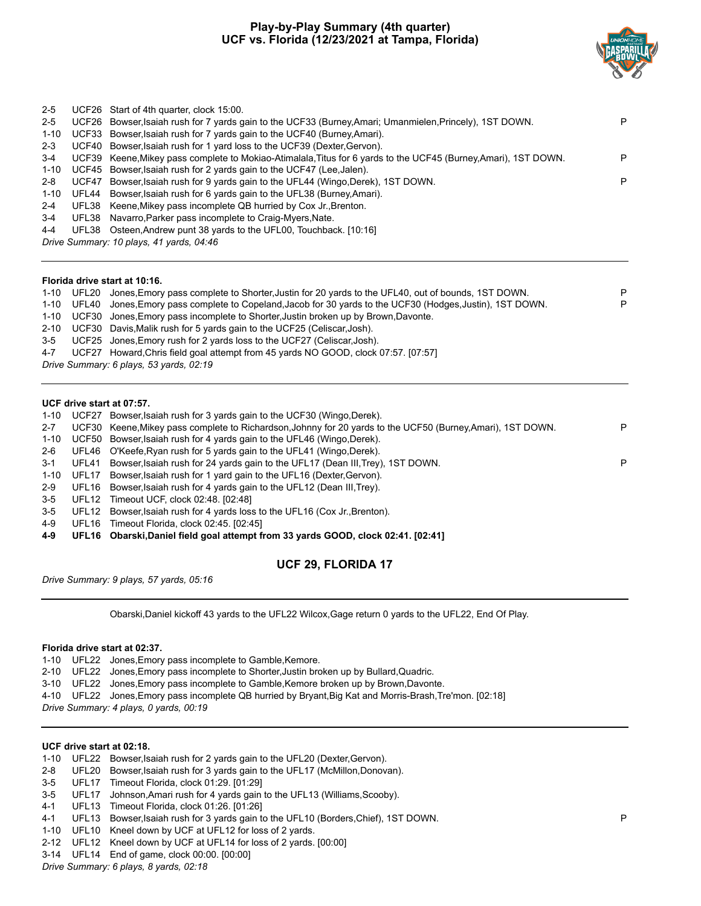# Play-by-Play Summary (4th quarter)
## UCF vs. Florida (12/23/2021 at Tampa, Florida)

| Down | Spot | Play | |
|---|---|---|---|
| 2-5 | UCF26 | Start of 4th quarter, clock 15:00. | |
| 2-5 | UCF26 | Bowser,Isaiah rush for 7 yards gain to the UCF33 (Burney,Amari; Umanmielen,Princely), 1ST DOWN. | P |
| 1-10 | UCF33 | Bowser,Isaiah rush for 7 yards gain to the UCF40 (Burney,Amari). | |
| 2-3 | UCF40 | Bowser,Isaiah rush for 1 yard loss to the UCF39 (Dexter,Gervon). | |
| 3-4 | UCF39 | Keene,Mikey pass complete to Mokiao-Atimalala,Titus for 6 yards to the UCF45 (Burney,Amari), 1ST DOWN. | P |
| 1-10 | UCF45 | Bowser,Isaiah rush for 2 yards gain to the UCF47 (Lee,Jalen). | |
| 2-8 | UCF47 | Bowser,Isaiah rush for 9 yards gain to the UFL44 (Wingo,Derek), 1ST DOWN. | P |
| 1-10 | UFL44 | Bowser,Isaiah rush for 6 yards gain to the UFL38 (Burney,Amari). | |
| 2-4 | UFL38 | Keene,Mikey pass incomplete QB hurried by Cox Jr.,Brenton. | |
| 3-4 | UFL38 | Navarro,Parker pass incomplete to Craig-Myers,Nate. | |
| 4-4 | UFL38 | Osteen,Andrew punt 38 yards to the UFL00, Touchback. [10:16] | |

*Drive Summary: 10 plays, 41 yards, 04:46*

---

**Florida drive start at 10:16.**

| Down | Spot | Play | |
|---|---|---|---|
| 1-10 | UFL20 | Jones,Emory pass complete to Shorter,Justin for 20 yards to the UFL40, out of bounds, 1ST DOWN. | P |
| 1-10 | UFL40 | Jones,Emory pass complete to Copeland,Jacob for 30 yards to the UCF30 (Hodges,Justin), 1ST DOWN. | P |
| 1-10 | UCF30 | Jones,Emory pass incomplete to Shorter,Justin broken up by Brown,Davonte. | |
| 2-10 | UCF30 | Davis,Malik rush for 5 yards gain to the UCF25 (Celiscar,Josh). | |
| 3-5 | UCF25 | Jones,Emory rush for 2 yards loss to the UCF27 (Celiscar,Josh). | |
| 4-7 | UCF27 | Howard,Chris field goal attempt from 45 yards NO GOOD, clock 07:57. [07:57] | |

*Drive Summary: 6 plays, 53 yards, 02:19*

---

**UCF drive start at 07:57.**

| Down | Spot | Play | |
|---|---|---|---|
| 1-10 | UCF27 | Bowser,Isaiah rush for 3 yards gain to the UCF30 (Wingo,Derek). | |
| 2-7 | UCF30 | Keene,Mikey pass complete to Richardson,Johnny for 20 yards to the UCF50 (Burney,Amari), 1ST DOWN. | P |
| 1-10 | UCF50 | Bowser,Isaiah rush for 4 yards gain to the UFL46 (Wingo,Derek). | |
| 2-6 | UFL46 | O'Keefe,Ryan rush for 5 yards gain to the UFL41 (Wingo,Derek). | |
| 3-1 | UFL41 | Bowser,Isaiah rush for 24 yards gain to the UFL17 (Dean III,Trey), 1ST DOWN. | P |
| 1-10 | UFL17 | Bowser,Isaiah rush for 1 yard gain to the UFL16 (Dexter,Gervon). | |
| 2-9 | UFL16 | Bowser,Isaiah rush for 4 yards gain to the UFL12 (Dean III,Trey). | |
| 3-5 | UFL12 | Timeout UCF, clock 02:48. [02:48] | |
| 3-5 | UFL12 | Bowser,Isaiah rush for 4 yards loss to the UFL16 (Cox Jr.,Brenton). | |
| 4-9 | UFL16 | Timeout Florida, clock 02:45. [02:45] | |
| **4-9** | **UFL16** | **Obarski,Daniel field goal attempt from 33 yards GOOD, clock 02:41. [02:41]** | |

**UCF 29, FLORIDA 17**

*Drive Summary: 9 plays, 57 yards, 05:16*

---

Obarski,Daniel kickoff 43 yards to the UFL22 Wilcox,Gage return 0 yards to the UFL22, End Of Play.

**Florida drive start at 02:37.**

| Down | Spot | Play |
|---|---|---|
| 1-10 | UFL22 | Jones,Emory pass incomplete to Gamble,Kemore. |
| 2-10 | UFL22 | Jones,Emory pass incomplete to Shorter,Justin broken up by Bullard,Quadric. |
| 3-10 | UFL22 | Jones,Emory pass incomplete to Gamble,Kemore broken up by Brown,Davonte. |
| 4-10 | UFL22 | Jones,Emory pass incomplete QB hurried by Bryant,Big Kat and Morris-Brash,Tre'mon. [02:18] |

*Drive Summary: 4 plays, 0 yards, 00:19*

---

**UCF drive start at 02:18.**

| Down | Spot | Play | |
|---|---|---|---|
| 1-10 | UFL22 | Bowser,Isaiah rush for 2 yards gain to the UFL20 (Dexter,Gervon). | |
| 2-8 | UFL20 | Bowser,Isaiah rush for 3 yards gain to the UFL17 (McMillon,Donovan). | |
| 3-5 | UFL17 | Timeout Florida, clock 01:29. [01:29] | |
| 3-5 | UFL17 | Johnson,Amari rush for 4 yards gain to the UFL13 (Williams,Scooby). | |
| 4-1 | UFL13 | Timeout Florida, clock 01:26. [01:26] | |
| 4-1 | UFL13 | Bowser,Isaiah rush for 3 yards gain to the UFL10 (Borders,Chief), 1ST DOWN. | P |
| 1-10 | UFL10 | Kneel down by UCF at UFL12 for loss of 2 yards. | |
| 2-12 | UFL12 | Kneel down by UCF at UFL14 for loss of 2 yards. [00:00] | |
| 3-14 | UFL14 | End of game, clock 00:00. [00:00] | |

*Drive Summary: 6 plays, 8 yards, 02:18*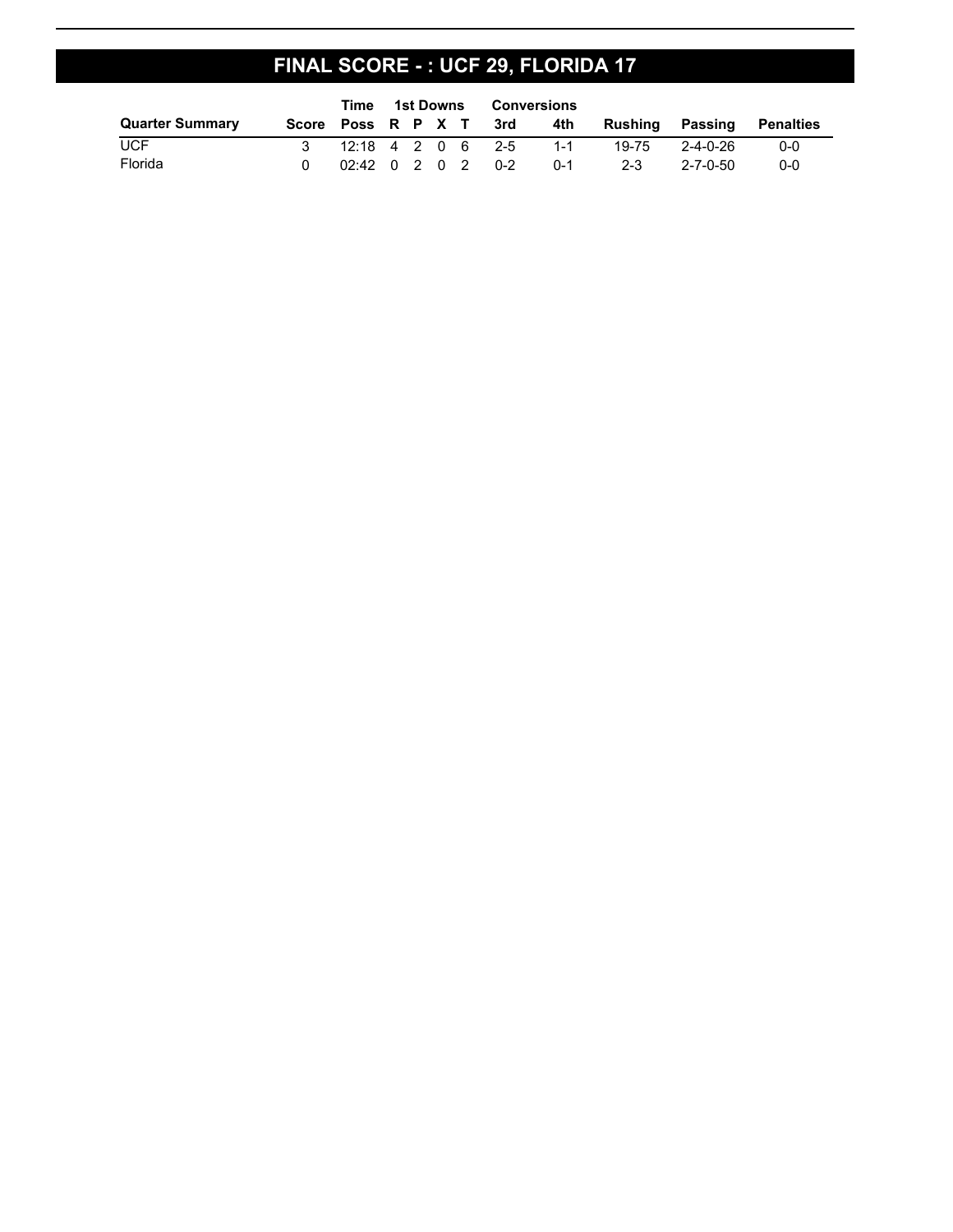## FINAL SCORE - : UCF 29, FLORIDA 17

| Quarter Summary | Score | Time Poss | 1st Downs R | P | X | T | Conversions 3rd | 4th | Rushing | Passing | Penalties |
|---|---|---|---|---|---|---|---|---|---|---|---|
| UCF | 3 | 12:18 | 4 | 2 | 0 | 6 | 2-5 | 1-1 | 19-75 | 2-4-0-26 | 0-0 |
| Florida | 0 | 02:42 | 0 | 2 | 0 | 2 | 0-2 | 0-1 | 2-3 | 2-7-0-50 | 0-0 |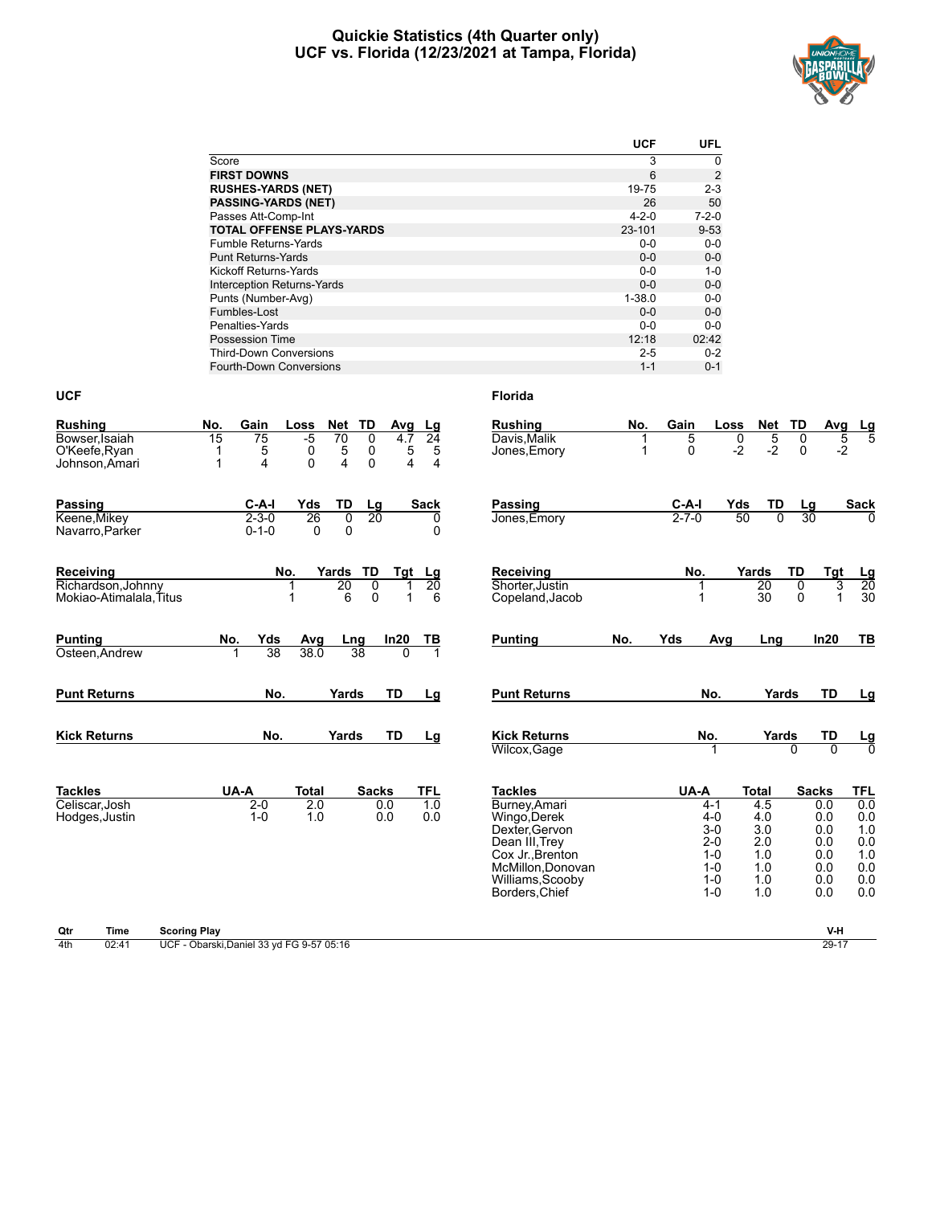# Quickie Statistics (4th Quarter only)
# UCF vs. Florida (12/23/2021 at Tampa, Florida)

| | UCF | UFL |
|---|---|---|
| Score | 3 | 0 |
| **FIRST DOWNS** | 6 | 2 |
| **RUSHES-YARDS (NET)** | 19-75 | 2-3 |
| **PASSING-YARDS (NET)** | 26 | 50 |
| Passes Att-Comp-Int | 4-2-0 | 7-2-0 |
| **TOTAL OFFENSE PLAYS-YARDS** | 23-101 | 9-53 |
| Fumble Returns-Yards | 0-0 | 0-0 |
| Punt Returns-Yards | 0-0 | 0-0 |
| Kickoff Returns-Yards | 0-0 | 1-0 |
| Interception Returns-Yards | 0-0 | 0-0 |
| Punts (Number-Avg) | 1-38.0 | 0-0 |
| Fumbles-Lost | 0-0 | 0-0 |
| Penalties-Yards | 0-0 | 0-0 |
| Possession Time | 12:18 | 02:42 |
| Third-Down Conversions | 2-5 | 0-2 |
| Fourth-Down Conversions | 1-1 | 0-1 |

## UCF

| Rushing | No. | Gain | Loss | Net | TD | Avg | Lg |
|---|---|---|---|---|---|---|---|
| Bowser,Isaiah | 15 | 75 | -5 | 70 | 0 | 4.7 | 24 |
| O'Keefe,Ryan | 1 | 5 | 0 | 5 | 0 | 5 | 5 |
| Johnson,Amari | 1 | 4 | 0 | 4 | 0 | 4 | 4 |

| Passing | C-A-I | Yds | TD | Lg | Sack |
|---|---|---|---|---|---|
| Keene,Mikey | 2-3-0 | 26 | 0 | 20 | 0 |
| Navarro,Parker | 0-1-0 | 0 | 0 | | 0 |

| Receiving | No. | Yards | TD | Tgt | Lg |
|---|---|---|---|---|---|
| Richardson,Johnny | 1 | 20 | 0 | 1 | 20 |
| Mokiao-Atimalala,Titus | 1 | 6 | 0 | 1 | 6 |

| Punting | No. | Yds | Avg | Lng | In20 | TB |
|---|---|---|---|---|---|---|
| Osteen,Andrew | 1 | 38 | 38.0 | 38 | 0 | 1 |

| Punt Returns | No. | Yards | TD | Lg |
|---|---|---|---|---|

| Kick Returns | No. | Yards | TD | Lg |
|---|---|---|---|---|

| Tackles | UA-A | Total | Sacks | TFL |
|---|---|---|---|---|
| Celiscar,Josh | 2-0 | 2.0 | 0.0 | 1.0 |
| Hodges,Justin | 1-0 | 1.0 | 0.0 | 0.0 |

## Florida

| Rushing | No. | Gain | Loss | Net | TD | Avg | Lg |
|---|---|---|---|---|---|---|---|
| Davis,Malik | 1 | 5 | 0 | 5 | 0 | 5 | 5 |
| Jones,Emory | 1 | 0 | -2 | -2 | 0 | -2 | |

| Passing | C-A-I | Yds | TD | Lg | Sack |
|---|---|---|---|---|---|
| Jones,Emory | 2-7-0 | 50 | 0 | 30 | 0 |

| Receiving | No. | Yards | TD | Tgt | Lg |
|---|---|---|---|---|---|
| Shorter,Justin | 1 | 20 | 0 | 3 | 20 |
| Copeland,Jacob | 1 | 30 | 0 | 1 | 30 |

| Punting | No. | Yds | Avg | Lng | In20 | TB |
|---|---|---|---|---|---|---|

| Punt Returns | No. | Yards | TD | Lg |
|---|---|---|---|---|

| Kick Returns | No. | Yards | TD | Lg |
|---|---|---|---|---|
| Wilcox,Gage | 1 | 0 | 0 | 0 |

| Tackles | UA-A | Total | Sacks | TFL |
|---|---|---|---|---|
| Burney,Amari | 4-1 | 4.5 | 0.0 | 0.0 |
| Wingo,Derek | 4-0 | 4.0 | 0.0 | 0.0 |
| Dexter,Gervon | 3-0 | 3.0 | 0.0 | 1.0 |
| Dean III,Trey | 2-0 | 2.0 | 0.0 | 0.0 |
| Cox Jr.,Brenton | 1-0 | 1.0 | 0.0 | 1.0 |
| McMillon,Donovan | 1-0 | 1.0 | 0.0 | 0.0 |
| Williams,Scooby | 1-0 | 1.0 | 0.0 | 0.0 |
| Borders,Chief | 1-0 | 1.0 | 0.0 | 0.0 |

| Qtr | Time | Scoring Play | V-H |
|---|---|---|---|
| 4th | 02:41 | UCF - Obarski,Daniel 33 yd FG 9-57 05:16 | 29-17 |